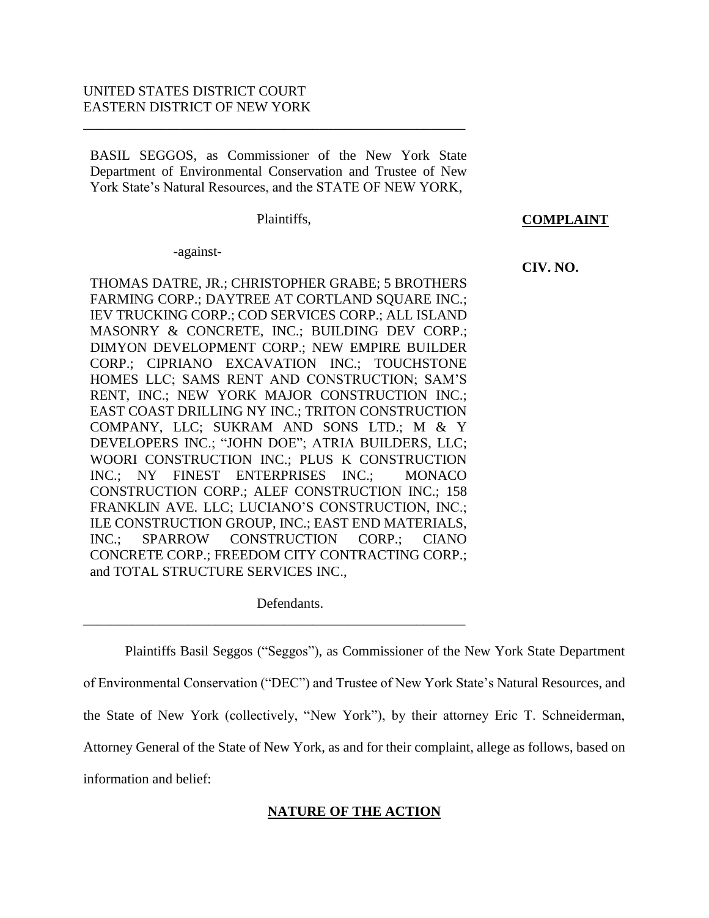UNITED STATES DISTRICT COURT
EASTERN DISTRICT OF NEW YORK

---

BASIL SEGGOS, as Commissioner of the New York State Department of Environmental Conservation and Trustee of New York State's Natural Resources, and the STATE OF NEW YORK,

Plaintiffs,

-against-

THOMAS DATRE, JR.; CHRISTOPHER GRABE; 5 BROTHERS FARMING CORP.; DAYTREE AT CORTLAND SQUARE INC.; IEV TRUCKING CORP.; COD SERVICES CORP.; ALL ISLAND MASONRY & CONCRETE, INC.; BUILDING DEV CORP.; DIMYON DEVELOPMENT CORP.; NEW EMPIRE BUILDER CORP.; CIPRIANO EXCAVATION INC.; TOUCHSTONE HOMES LLC; SAMS RENT AND CONSTRUCTION; SAM'S RENT, INC.; NEW YORK MAJOR CONSTRUCTION INC.; EAST COAST DRILLING NY INC.; TRITON CONSTRUCTION COMPANY, LLC; SUKRAM AND SONS LTD.; M & Y DEVELOPERS INC.; "JOHN DOE"; ATRIA BUILDERS, LLC; WOORI CONSTRUCTION INC.; PLUS K CONSTRUCTION INC.; NY FINEST ENTERPRISES INC.; MONACO CONSTRUCTION CORP.; ALEF CONSTRUCTION INC.; 158 FRANKLIN AVE. LLC; LUCIANO'S CONSTRUCTION, INC.; ILE CONSTRUCTION GROUP, INC.; EAST END MATERIALS, INC.; SPARROW CONSTRUCTION CORP.; CIANO CONCRETE CORP.; FREEDOM CITY CONTRACTING CORP.; and TOTAL STRUCTURE SERVICES INC.,

Defendants.

---

**COMPLAINT**

**CIV. NO.**

Plaintiffs Basil Seggos ("Seggos"), as Commissioner of the New York State Department of Environmental Conservation ("DEC") and Trustee of New York State's Natural Resources, and the State of New York (collectively, "New York"), by their attorney Eric T. Schneiderman, Attorney General of the State of New York, as and for their complaint, allege as follows, based on information and belief:

## NATURE OF THE ACTION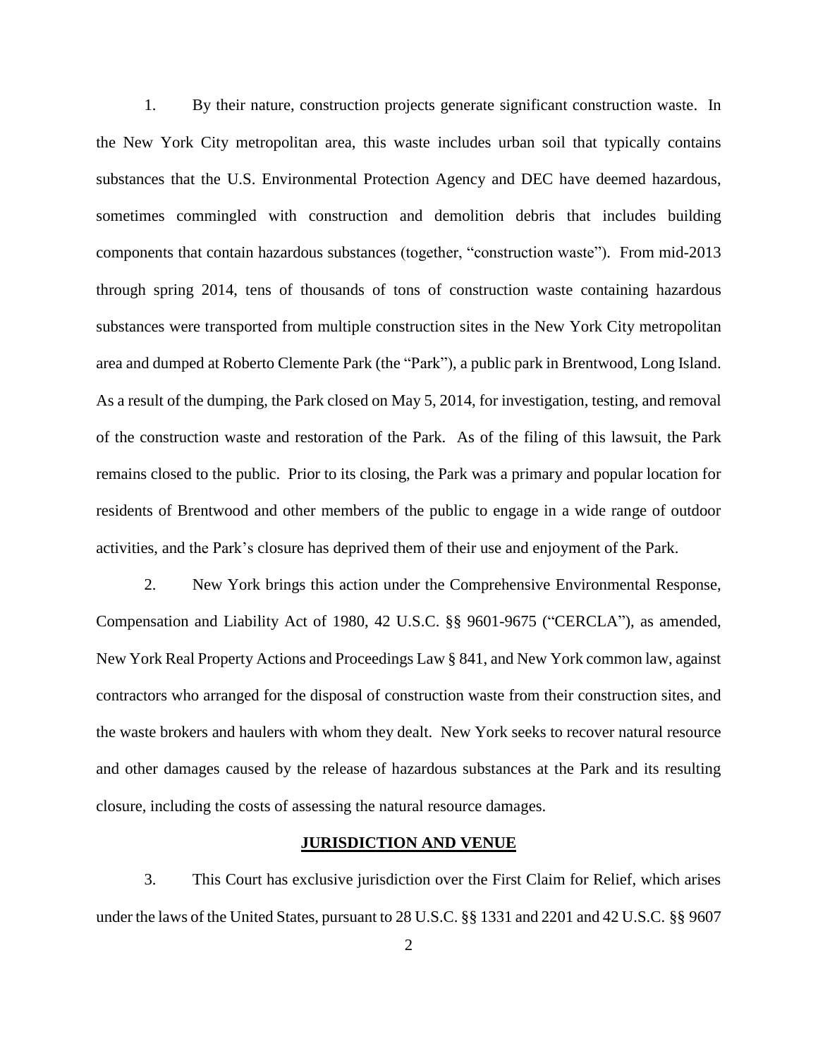1. By their nature, construction projects generate significant construction waste. In the New York City metropolitan area, this waste includes urban soil that typically contains substances that the U.S. Environmental Protection Agency and DEC have deemed hazardous, sometimes commingled with construction and demolition debris that includes building components that contain hazardous substances (together, "construction waste"). From mid-2013 through spring 2014, tens of thousands of tons of construction waste containing hazardous substances were transported from multiple construction sites in the New York City metropolitan area and dumped at Roberto Clemente Park (the "Park"), a public park in Brentwood, Long Island. As a result of the dumping, the Park closed on May 5, 2014, for investigation, testing, and removal of the construction waste and restoration of the Park. As of the filing of this lawsuit, the Park remains closed to the public. Prior to its closing, the Park was a primary and popular location for residents of Brentwood and other members of the public to engage in a wide range of outdoor activities, and the Park's closure has deprived them of their use and enjoyment of the Park.

2. New York brings this action under the Comprehensive Environmental Response, Compensation and Liability Act of 1980, 42 U.S.C. §§ 9601-9675 ("CERCLA"), as amended, New York Real Property Actions and Proceedings Law § 841, and New York common law, against contractors who arranged for the disposal of construction waste from their construction sites, and the waste brokers and haulers with whom they dealt. New York seeks to recover natural resource and other damages caused by the release of hazardous substances at the Park and its resulting closure, including the costs of assessing the natural resource damages.

## JURISDICTION AND VENUE

3. This Court has exclusive jurisdiction over the First Claim for Relief, which arises under the laws of the United States, pursuant to 28 U.S.C. §§ 1331 and 2201 and 42 U.S.C. §§ 9607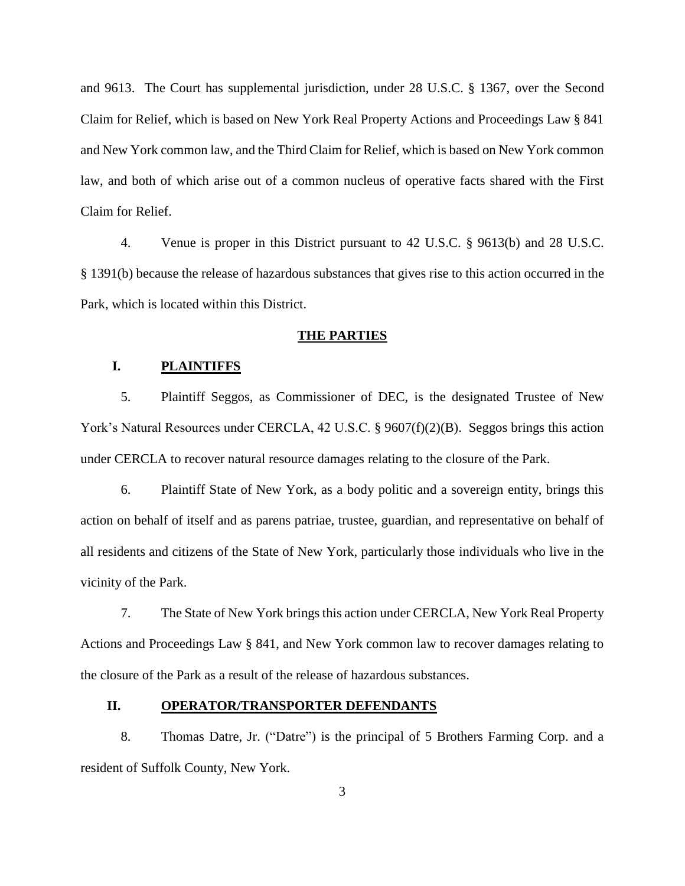and 9613. The Court has supplemental jurisdiction, under 28 U.S.C. § 1367, over the Second Claim for Relief, which is based on New York Real Property Actions and Proceedings Law § 841 and New York common law, and the Third Claim for Relief, which is based on New York common law, and both of which arise out of a common nucleus of operative facts shared with the First Claim for Relief.

4. Venue is proper in this District pursuant to 42 U.S.C. § 9613(b) and 28 U.S.C. § 1391(b) because the release of hazardous substances that gives rise to this action occurred in the Park, which is located within this District.

## THE PARTIES

### I. PLAINTIFFS

5. Plaintiff Seggos, as Commissioner of DEC, is the designated Trustee of New York's Natural Resources under CERCLA, 42 U.S.C. § 9607(f)(2)(B). Seggos brings this action under CERCLA to recover natural resource damages relating to the closure of the Park.

6. Plaintiff State of New York, as a body politic and a sovereign entity, brings this action on behalf of itself and as parens patriae, trustee, guardian, and representative on behalf of all residents and citizens of the State of New York, particularly those individuals who live in the vicinity of the Park.

7. The State of New York brings this action under CERCLA, New York Real Property Actions and Proceedings Law § 841, and New York common law to recover damages relating to the closure of the Park as a result of the release of hazardous substances.

### II. OPERATOR/TRANSPORTER DEFENDANTS

8. Thomas Datre, Jr. ("Datre") is the principal of 5 Brothers Farming Corp. and a resident of Suffolk County, New York.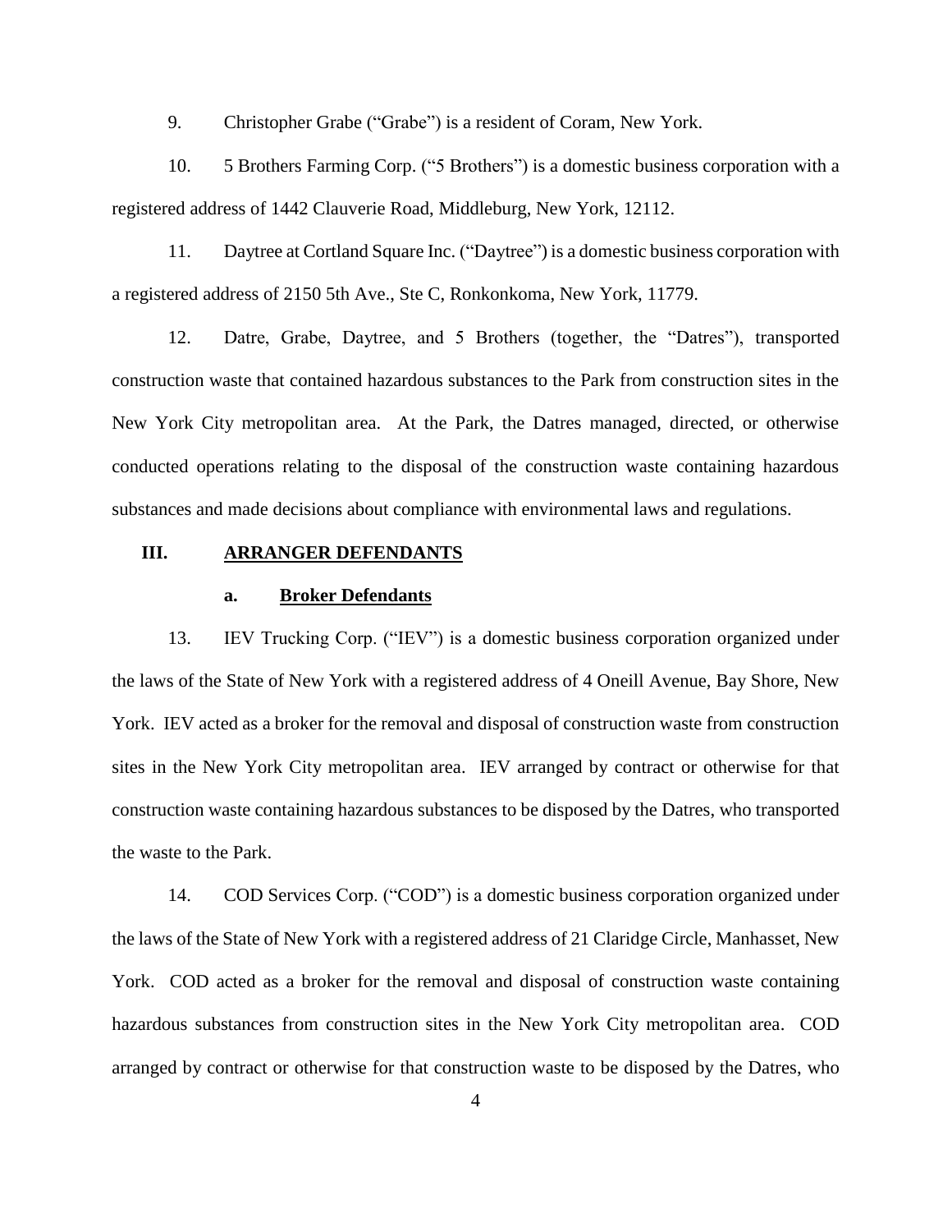9. Christopher Grabe ("Grabe") is a resident of Coram, New York.

10. 5 Brothers Farming Corp. ("5 Brothers") is a domestic business corporation with a registered address of 1442 Clauverie Road, Middleburg, New York, 12112.

11. Daytree at Cortland Square Inc. ("Daytree") is a domestic business corporation with a registered address of 2150 5th Ave., Ste C, Ronkonkoma, New York, 11779.

12. Datre, Grabe, Daytree, and 5 Brothers (together, the "Datres"), transported construction waste that contained hazardous substances to the Park from construction sites in the New York City metropolitan area. At the Park, the Datres managed, directed, or otherwise conducted operations relating to the disposal of the construction waste containing hazardous substances and made decisions about compliance with environmental laws and regulations.

## III. ARRANGER DEFENDANTS

### a. Broker Defendants

13. IEV Trucking Corp. ("IEV") is a domestic business corporation organized under the laws of the State of New York with a registered address of 4 Oneill Avenue, Bay Shore, New York. IEV acted as a broker for the removal and disposal of construction waste from construction sites in the New York City metropolitan area. IEV arranged by contract or otherwise for that construction waste containing hazardous substances to be disposed by the Datres, who transported the waste to the Park.

14. COD Services Corp. ("COD") is a domestic business corporation organized under the laws of the State of New York with a registered address of 21 Claridge Circle, Manhasset, New York. COD acted as a broker for the removal and disposal of construction waste containing hazardous substances from construction sites in the New York City metropolitan area. COD arranged by contract or otherwise for that construction waste to be disposed by the Datres, who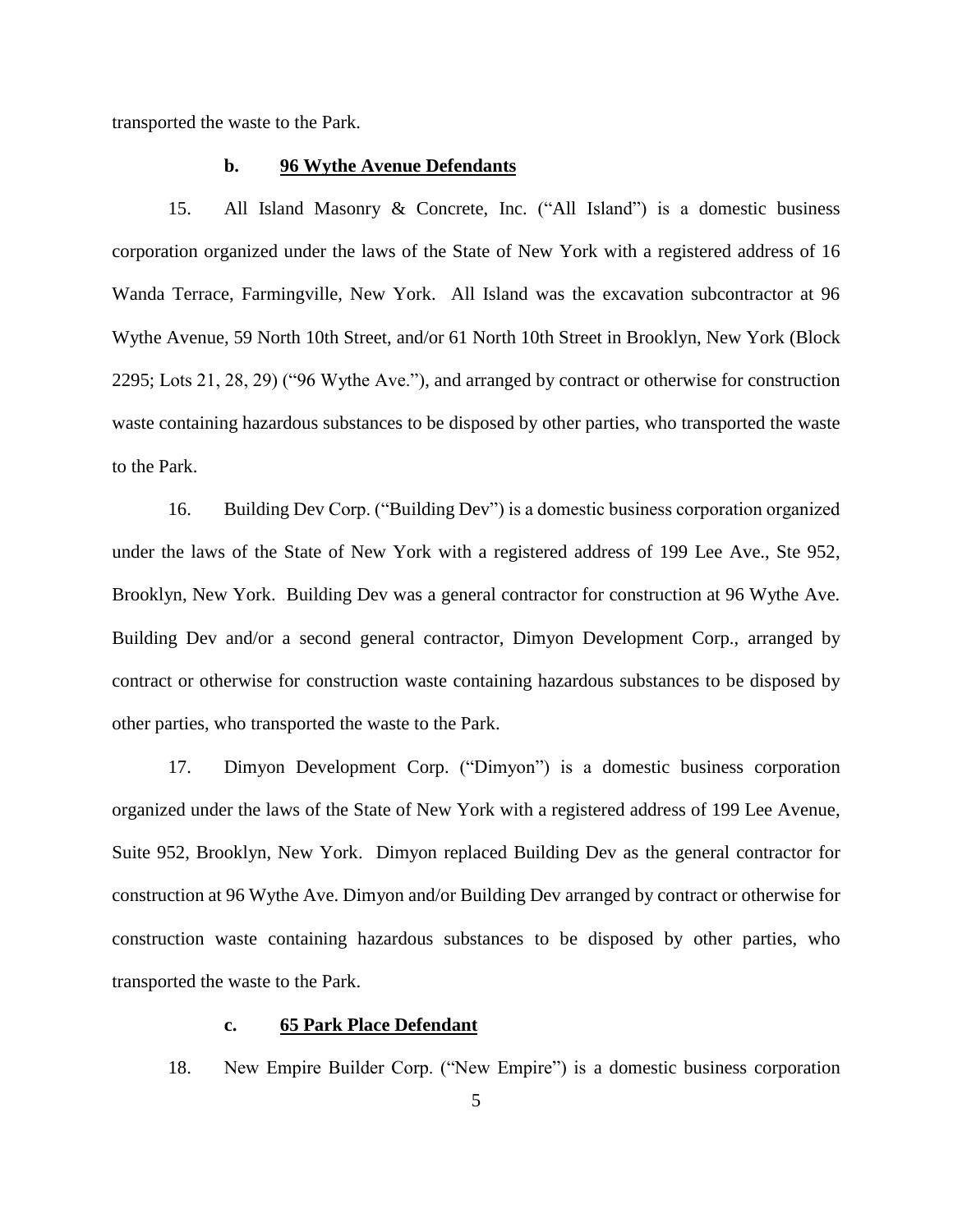transported the waste to the Park.

### b. 96 Wythe Avenue Defendants

15. All Island Masonry & Concrete, Inc. ("All Island") is a domestic business corporation organized under the laws of the State of New York with a registered address of 16 Wanda Terrace, Farmingville, New York. All Island was the excavation subcontractor at 96 Wythe Avenue, 59 North 10th Street, and/or 61 North 10th Street in Brooklyn, New York (Block 2295; Lots 21, 28, 29) ("96 Wythe Ave."), and arranged by contract or otherwise for construction waste containing hazardous substances to be disposed by other parties, who transported the waste to the Park.

16. Building Dev Corp. ("Building Dev") is a domestic business corporation organized under the laws of the State of New York with a registered address of 199 Lee Ave., Ste 952, Brooklyn, New York. Building Dev was a general contractor for construction at 96 Wythe Ave. Building Dev and/or a second general contractor, Dimyon Development Corp., arranged by contract or otherwise for construction waste containing hazardous substances to be disposed by other parties, who transported the waste to the Park.

17. Dimyon Development Corp. ("Dimyon") is a domestic business corporation organized under the laws of the State of New York with a registered address of 199 Lee Avenue, Suite 952, Brooklyn, New York. Dimyon replaced Building Dev as the general contractor for construction at 96 Wythe Ave. Dimyon and/or Building Dev arranged by contract or otherwise for construction waste containing hazardous substances to be disposed by other parties, who transported the waste to the Park.

### c. 65 Park Place Defendant

18. New Empire Builder Corp. ("New Empire") is a domestic business corporation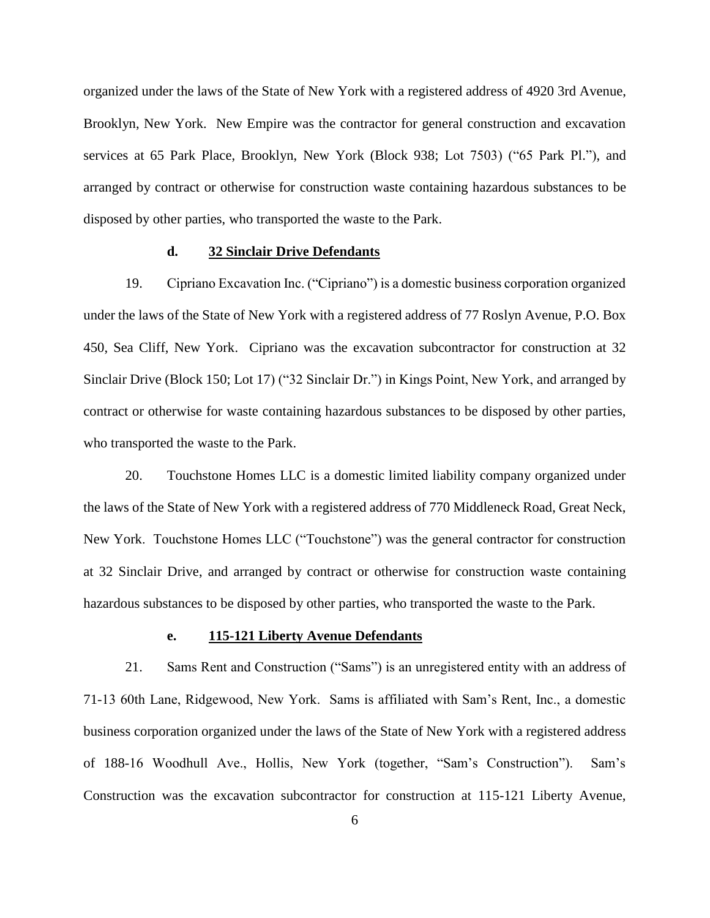organized under the laws of the State of New York with a registered address of 4920 3rd Avenue, Brooklyn, New York. New Empire was the contractor for general construction and excavation services at 65 Park Place, Brooklyn, New York (Block 938; Lot 7503) ("65 Park Pl."), and arranged by contract or otherwise for construction waste containing hazardous substances to be disposed by other parties, who transported the waste to the Park.

**d. <u>32 Sinclair Drive Defendants</u>**

19. Cipriano Excavation Inc. ("Cipriano") is a domestic business corporation organized under the laws of the State of New York with a registered address of 77 Roslyn Avenue, P.O. Box 450, Sea Cliff, New York. Cipriano was the excavation subcontractor for construction at 32 Sinclair Drive (Block 150; Lot 17) ("32 Sinclair Dr.") in Kings Point, New York, and arranged by contract or otherwise for waste containing hazardous substances to be disposed by other parties, who transported the waste to the Park.

20. Touchstone Homes LLC is a domestic limited liability company organized under the laws of the State of New York with a registered address of 770 Middleneck Road, Great Neck, New York. Touchstone Homes LLC ("Touchstone") was the general contractor for construction at 32 Sinclair Drive, and arranged by contract or otherwise for construction waste containing hazardous substances to be disposed by other parties, who transported the waste to the Park.

**e. <u>115-121 Liberty Avenue Defendants</u>**

21. Sams Rent and Construction ("Sams") is an unregistered entity with an address of 71-13 60th Lane, Ridgewood, New York. Sams is affiliated with Sam's Rent, Inc., a domestic business corporation organized under the laws of the State of New York with a registered address of 188-16 Woodhull Ave., Hollis, New York (together, "Sam's Construction"). Sam's Construction was the excavation subcontractor for construction at 115-121 Liberty Avenue,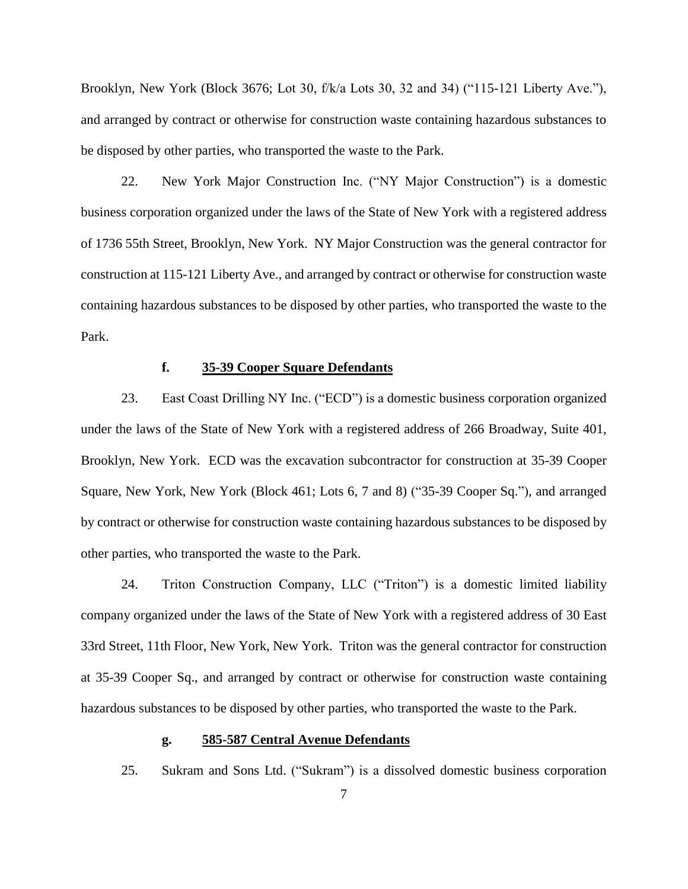Brooklyn, New York (Block 3676; Lot 30, f/k/a Lots 30, 32 and 34) ("115-121 Liberty Ave."), and arranged by contract or otherwise for construction waste containing hazardous substances to be disposed by other parties, who transported the waste to the Park.

22. New York Major Construction Inc. ("NY Major Construction") is a domestic business corporation organized under the laws of the State of New York with a registered address of 1736 55th Street, Brooklyn, New York. NY Major Construction was the general contractor for construction at 115-121 Liberty Ave., and arranged by contract or otherwise for construction waste containing hazardous substances to be disposed by other parties, who transported the waste to the Park.

#### f. <u>35-39 Cooper Square Defendants</u>

23. East Coast Drilling NY Inc. ("ECD") is a domestic business corporation organized under the laws of the State of New York with a registered address of 266 Broadway, Suite 401, Brooklyn, New York. ECD was the excavation subcontractor for construction at 35-39 Cooper Square, New York, New York (Block 461; Lots 6, 7 and 8) ("35-39 Cooper Sq."), and arranged by contract or otherwise for construction waste containing hazardous substances to be disposed by other parties, who transported the waste to the Park.

24. Triton Construction Company, LLC ("Triton") is a domestic limited liability company organized under the laws of the State of New York with a registered address of 30 East 33rd Street, 11th Floor, New York, New York. Triton was the general contractor for construction at 35-39 Cooper Sq., and arranged by contract or otherwise for construction waste containing hazardous substances to be disposed by other parties, who transported the waste to the Park.

#### g. <u>585-587 Central Avenue Defendants</u>

25. Sukram and Sons Ltd. ("Sukram") is a dissolved domestic business corporation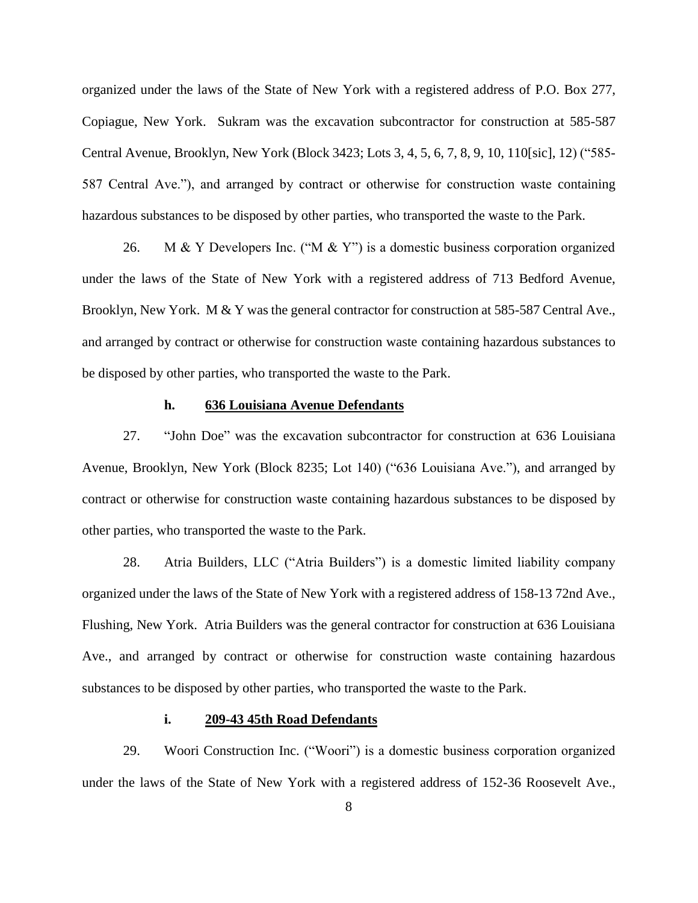organized under the laws of the State of New York with a registered address of P.O. Box 277, Copiague, New York. Sukram was the excavation subcontractor for construction at 585-587 Central Avenue, Brooklyn, New York (Block 3423; Lots 3, 4, 5, 6, 7, 8, 9, 10, 110[sic], 12) ("585-587 Central Ave."), and arranged by contract or otherwise for construction waste containing hazardous substances to be disposed by other parties, who transported the waste to the Park.

26. M & Y Developers Inc. ("M & Y") is a domestic business corporation organized under the laws of the State of New York with a registered address of 713 Bedford Avenue, Brooklyn, New York. M & Y was the general contractor for construction at 585-587 Central Ave., and arranged by contract or otherwise for construction waste containing hazardous substances to be disposed by other parties, who transported the waste to the Park.

**h. <u>636 Louisiana Avenue Defendants</u>**

27. "John Doe" was the excavation subcontractor for construction at 636 Louisiana Avenue, Brooklyn, New York (Block 8235; Lot 140) ("636 Louisiana Ave."), and arranged by contract or otherwise for construction waste containing hazardous substances to be disposed by other parties, who transported the waste to the Park.

28. Atria Builders, LLC ("Atria Builders") is a domestic limited liability company organized under the laws of the State of New York with a registered address of 158-13 72nd Ave., Flushing, New York. Atria Builders was the general contractor for construction at 636 Louisiana Ave., and arranged by contract or otherwise for construction waste containing hazardous substances to be disposed by other parties, who transported the waste to the Park.

**i. <u>209-43 45th Road Defendants</u>**

29. Woori Construction Inc. ("Woori") is a domestic business corporation organized under the laws of the State of New York with a registered address of 152-36 Roosevelt Ave.,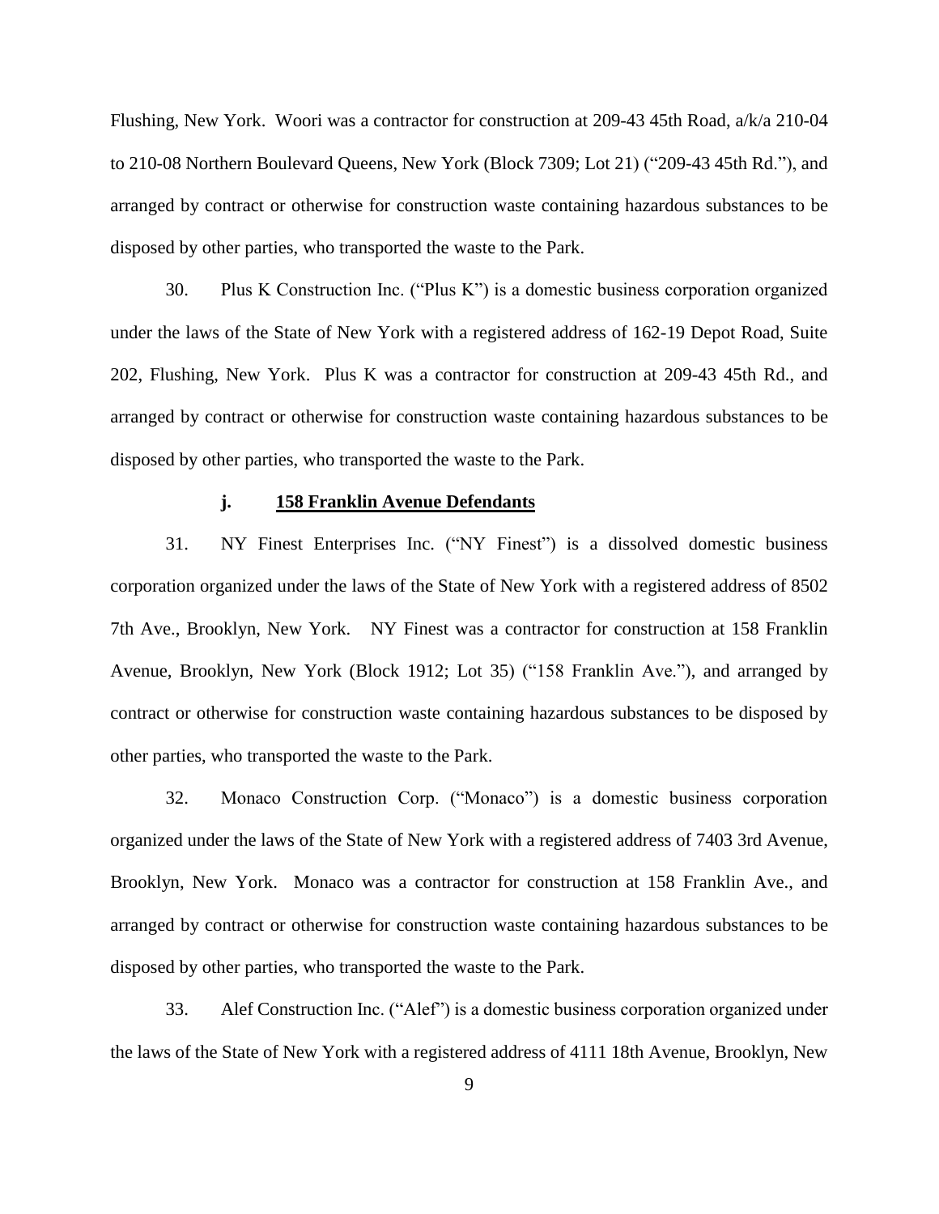Flushing, New York. Woori was a contractor for construction at 209-43 45th Road, a/k/a 210-04 to 210-08 Northern Boulevard Queens, New York (Block 7309; Lot 21) ("209-43 45th Rd."), and arranged by contract or otherwise for construction waste containing hazardous substances to be disposed by other parties, who transported the waste to the Park.

30. Plus K Construction Inc. ("Plus K") is a domestic business corporation organized under the laws of the State of New York with a registered address of 162-19 Depot Road, Suite 202, Flushing, New York. Plus K was a contractor for construction at 209-43 45th Rd., and arranged by contract or otherwise for construction waste containing hazardous substances to be disposed by other parties, who transported the waste to the Park.

#### j. **158 Franklin Avenue Defendants**

31. NY Finest Enterprises Inc. ("NY Finest") is a dissolved domestic business corporation organized under the laws of the State of New York with a registered address of 8502 7th Ave., Brooklyn, New York. NY Finest was a contractor for construction at 158 Franklin Avenue, Brooklyn, New York (Block 1912; Lot 35) ("158 Franklin Ave."), and arranged by contract or otherwise for construction waste containing hazardous substances to be disposed by other parties, who transported the waste to the Park.

32. Monaco Construction Corp. ("Monaco") is a domestic business corporation organized under the laws of the State of New York with a registered address of 7403 3rd Avenue, Brooklyn, New York. Monaco was a contractor for construction at 158 Franklin Ave., and arranged by contract or otherwise for construction waste containing hazardous substances to be disposed by other parties, who transported the waste to the Park.

33. Alef Construction Inc. ("Alef") is a domestic business corporation organized under the laws of the State of New York with a registered address of 4111 18th Avenue, Brooklyn, New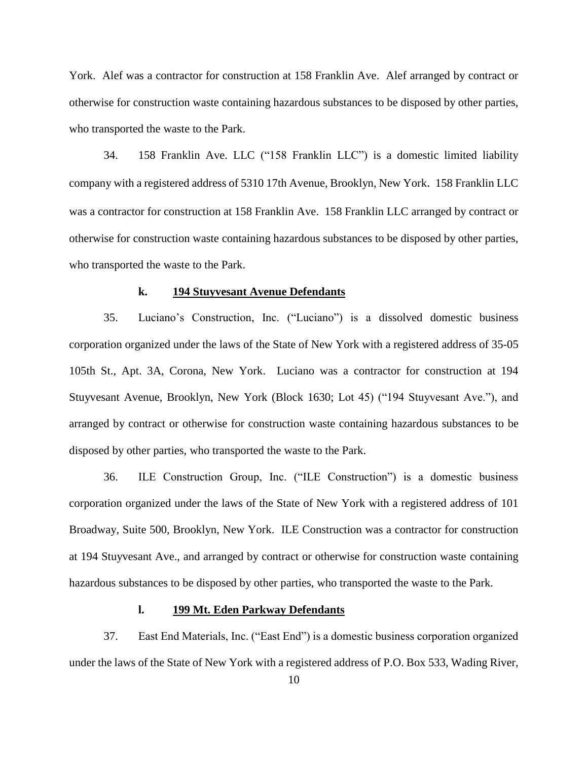York. Alef was a contractor for construction at 158 Franklin Ave. Alef arranged by contract or otherwise for construction waste containing hazardous substances to be disposed by other parties, who transported the waste to the Park.

34. 158 Franklin Ave. LLC ("158 Franklin LLC") is a domestic limited liability company with a registered address of 5310 17th Avenue, Brooklyn, New York. 158 Franklin LLC was a contractor for construction at 158 Franklin Ave. 158 Franklin LLC arranged by contract or otherwise for construction waste containing hazardous substances to be disposed by other parties, who transported the waste to the Park.

#### k. <u>194 Stuyvesant Avenue Defendants</u>

35. Luciano's Construction, Inc. ("Luciano") is a dissolved domestic business corporation organized under the laws of the State of New York with a registered address of 35-05 105th St., Apt. 3A, Corona, New York. Luciano was a contractor for construction at 194 Stuyvesant Avenue, Brooklyn, New York (Block 1630; Lot 45) ("194 Stuyvesant Ave."), and arranged by contract or otherwise for construction waste containing hazardous substances to be disposed by other parties, who transported the waste to the Park.

36. ILE Construction Group, Inc. ("ILE Construction") is a domestic business corporation organized under the laws of the State of New York with a registered address of 101 Broadway, Suite 500, Brooklyn, New York. ILE Construction was a contractor for construction at 194 Stuyvesant Ave., and arranged by contract or otherwise for construction waste containing hazardous substances to be disposed by other parties, who transported the waste to the Park.

#### l. <u>199 Mt. Eden Parkway Defendants</u>

37. East End Materials, Inc. ("East End") is a domestic business corporation organized under the laws of the State of New York with a registered address of P.O. Box 533, Wading River,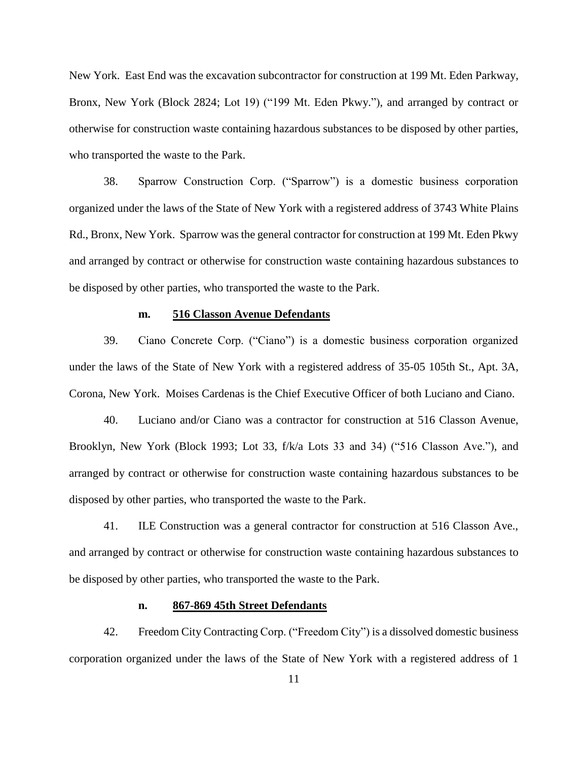New York. East End was the excavation subcontractor for construction at 199 Mt. Eden Parkway, Bronx, New York (Block 2824; Lot 19) ("199 Mt. Eden Pkwy."), and arranged by contract or otherwise for construction waste containing hazardous substances to be disposed by other parties, who transported the waste to the Park.

38. Sparrow Construction Corp. ("Sparrow") is a domestic business corporation organized under the laws of the State of New York with a registered address of 3743 White Plains Rd., Bronx, New York. Sparrow was the general contractor for construction at 199 Mt. Eden Pkwy and arranged by contract or otherwise for construction waste containing hazardous substances to be disposed by other parties, who transported the waste to the Park.

**m. <u>516 Classon Avenue Defendants</u>**

39. Ciano Concrete Corp. ("Ciano") is a domestic business corporation organized under the laws of the State of New York with a registered address of 35-05 105th St., Apt. 3A, Corona, New York. Moises Cardenas is the Chief Executive Officer of both Luciano and Ciano.

40. Luciano and/or Ciano was a contractor for construction at 516 Classon Avenue, Brooklyn, New York (Block 1993; Lot 33, f/k/a Lots 33 and 34) ("516 Classon Ave."), and arranged by contract or otherwise for construction waste containing hazardous substances to be disposed by other parties, who transported the waste to the Park.

41. ILE Construction was a general contractor for construction at 516 Classon Ave., and arranged by contract or otherwise for construction waste containing hazardous substances to be disposed by other parties, who transported the waste to the Park.

**n. <u>867-869 45th Street Defendants</u>**

42. Freedom City Contracting Corp. ("Freedom City") is a dissolved domestic business corporation organized under the laws of the State of New York with a registered address of 1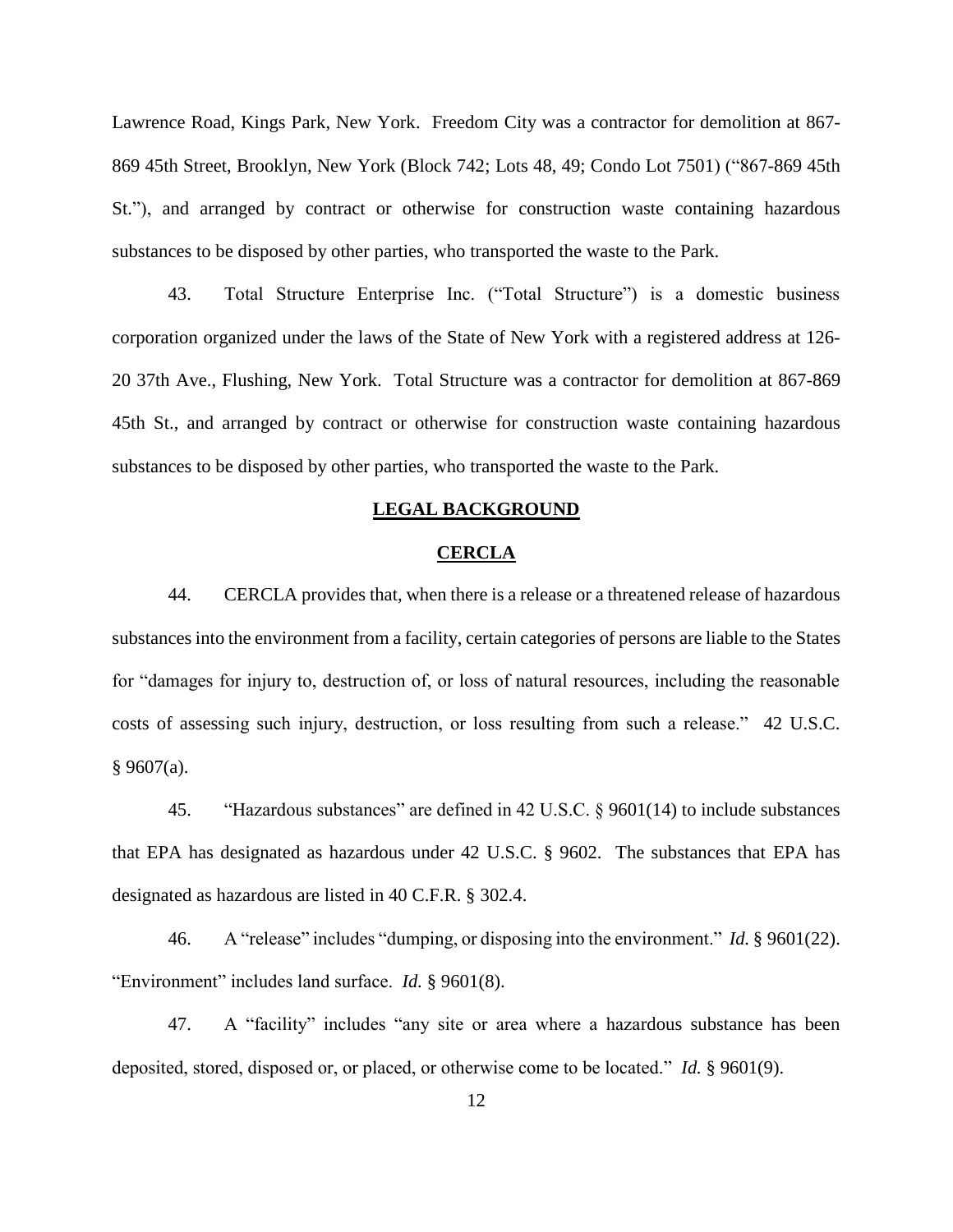Lawrence Road, Kings Park, New York. Freedom City was a contractor for demolition at 867-869 45th Street, Brooklyn, New York (Block 742; Lots 48, 49; Condo Lot 7501) ("867-869 45th St."), and arranged by contract or otherwise for construction waste containing hazardous substances to be disposed by other parties, who transported the waste to the Park.

43. Total Structure Enterprise Inc. ("Total Structure") is a domestic business corporation organized under the laws of the State of New York with a registered address at 126-20 37th Ave., Flushing, New York. Total Structure was a contractor for demolition at 867-869 45th St., and arranged by contract or otherwise for construction waste containing hazardous substances to be disposed by other parties, who transported the waste to the Park.

## LEGAL BACKGROUND

### CERCLA

44. CERCLA provides that, when there is a release or a threatened release of hazardous substances into the environment from a facility, certain categories of persons are liable to the States for "damages for injury to, destruction of, or loss of natural resources, including the reasonable costs of assessing such injury, destruction, or loss resulting from such a release." 42 U.S.C. § 9607(a).

45. "Hazardous substances" are defined in 42 U.S.C. § 9601(14) to include substances that EPA has designated as hazardous under 42 U.S.C. § 9602. The substances that EPA has designated as hazardous are listed in 40 C.F.R. § 302.4.

46. A "release" includes "dumping, or disposing into the environment." *Id.* § 9601(22). "Environment" includes land surface. *Id.* § 9601(8).

47. A "facility" includes "any site or area where a hazardous substance has been deposited, stored, disposed or, or placed, or otherwise come to be located." *Id.* § 9601(9).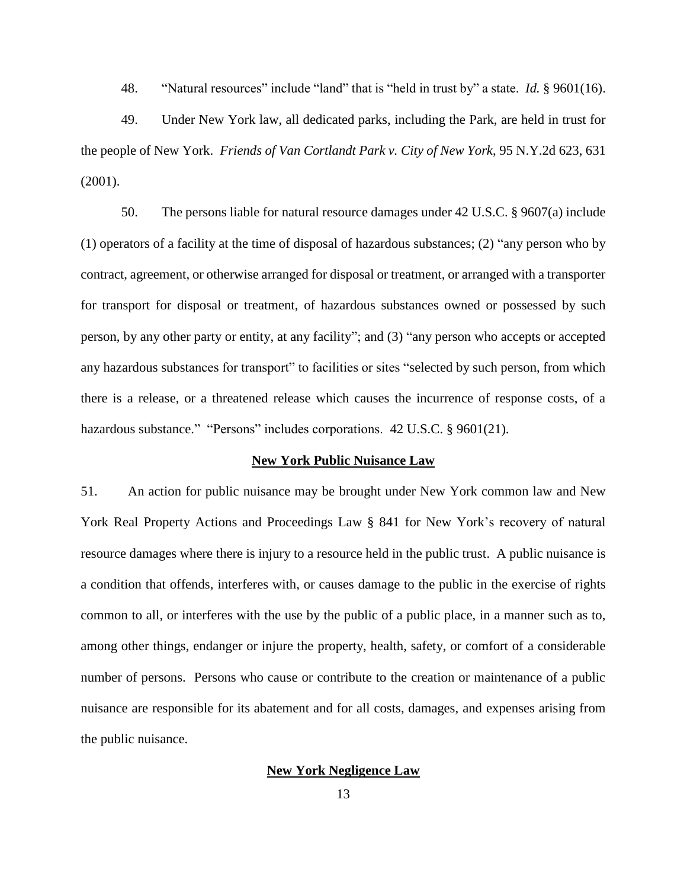48. "Natural resources" include "land" that is "held in trust by" a state. *Id.* § 9601(16).

49. Under New York law, all dedicated parks, including the Park, are held in trust for the people of New York. *Friends of Van Cortlandt Park v. City of New York*, 95 N.Y.2d 623, 631 (2001).

50. The persons liable for natural resource damages under 42 U.S.C. § 9607(a) include (1) operators of a facility at the time of disposal of hazardous substances; (2) "any person who by contract, agreement, or otherwise arranged for disposal or treatment, or arranged with a transporter for transport for disposal or treatment, of hazardous substances owned or possessed by such person, by any other party or entity, at any facility"; and (3) "any person who accepts or accepted any hazardous substances for transport" to facilities or sites "selected by such person, from which there is a release, or a threatened release which causes the incurrence of response costs, of a hazardous substance." "Persons" includes corporations. 42 U.S.C. § 9601(21).

**New York Public Nuisance Law**

51. An action for public nuisance may be brought under New York common law and New York Real Property Actions and Proceedings Law § 841 for New York's recovery of natural resource damages where there is injury to a resource held in the public trust. A public nuisance is a condition that offends, interferes with, or causes damage to the public in the exercise of rights common to all, or interferes with the use by the public of a public place, in a manner such as to, among other things, endanger or injure the property, health, safety, or comfort of a considerable number of persons. Persons who cause or contribute to the creation or maintenance of a public nuisance are responsible for its abatement and for all costs, damages, and expenses arising from the public nuisance.

**New York Negligence Law**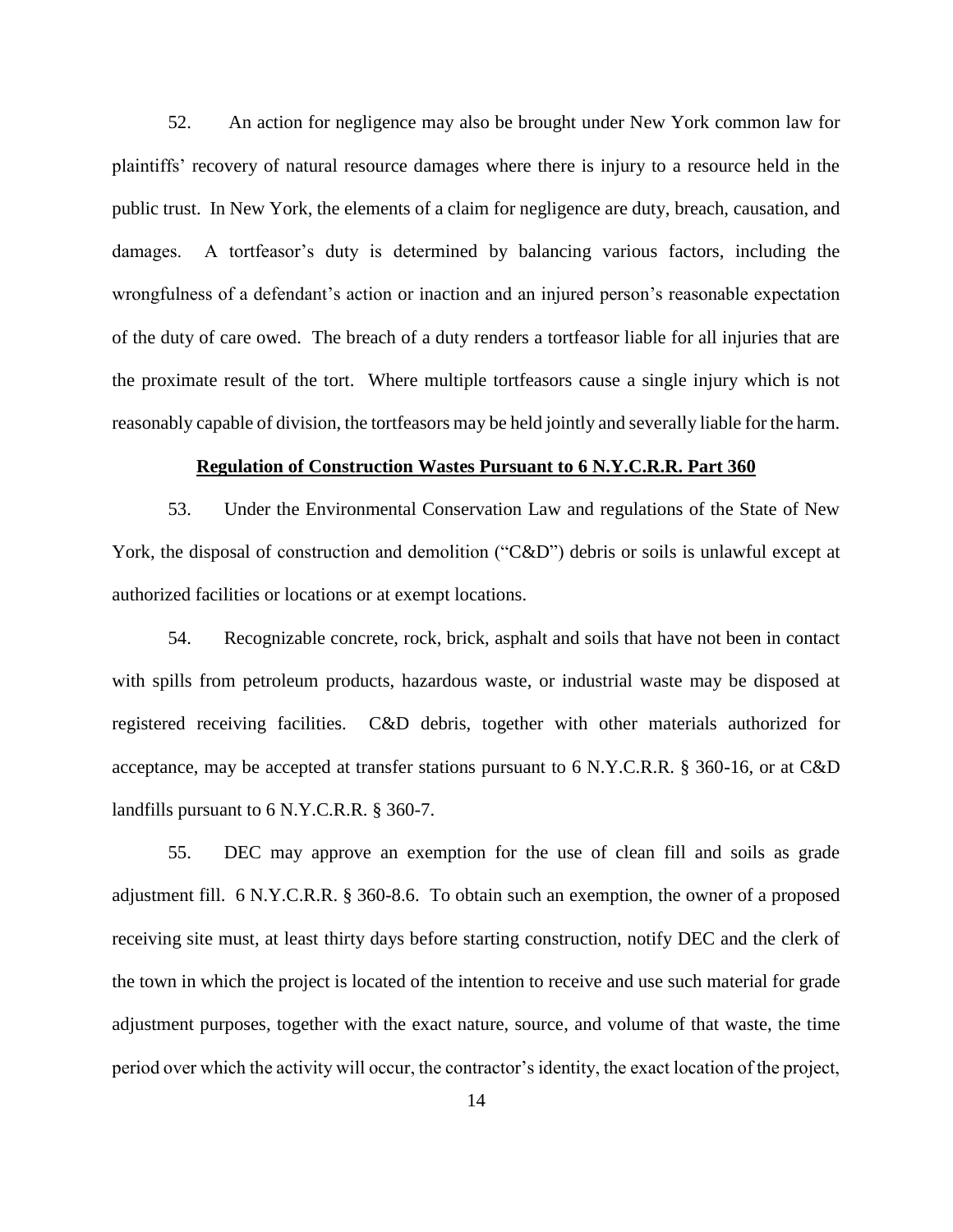52. An action for negligence may also be brought under New York common law for plaintiffs' recovery of natural resource damages where there is injury to a resource held in the public trust. In New York, the elements of a claim for negligence are duty, breach, causation, and damages. A tortfeasor's duty is determined by balancing various factors, including the wrongfulness of a defendant's action or inaction and an injured person's reasonable expectation of the duty of care owed. The breach of a duty renders a tortfeasor liable for all injuries that are the proximate result of the tort. Where multiple tortfeasors cause a single injury which is not reasonably capable of division, the tortfeasors may be held jointly and severally liable for the harm.

**Regulation of Construction Wastes Pursuant to 6 N.Y.C.R.R. Part 360**

53. Under the Environmental Conservation Law and regulations of the State of New York, the disposal of construction and demolition ("C&D") debris or soils is unlawful except at authorized facilities or locations or at exempt locations.

54. Recognizable concrete, rock, brick, asphalt and soils that have not been in contact with spills from petroleum products, hazardous waste, or industrial waste may be disposed at registered receiving facilities. C&D debris, together with other materials authorized for acceptance, may be accepted at transfer stations pursuant to 6 N.Y.C.R.R. § 360-16, or at C&D landfills pursuant to 6 N.Y.C.R.R. § 360-7.

55. DEC may approve an exemption for the use of clean fill and soils as grade adjustment fill. 6 N.Y.C.R.R. § 360-8.6. To obtain such an exemption, the owner of a proposed receiving site must, at least thirty days before starting construction, notify DEC and the clerk of the town in which the project is located of the intention to receive and use such material for grade adjustment purposes, together with the exact nature, source, and volume of that waste, the time period over which the activity will occur, the contractor's identity, the exact location of the project,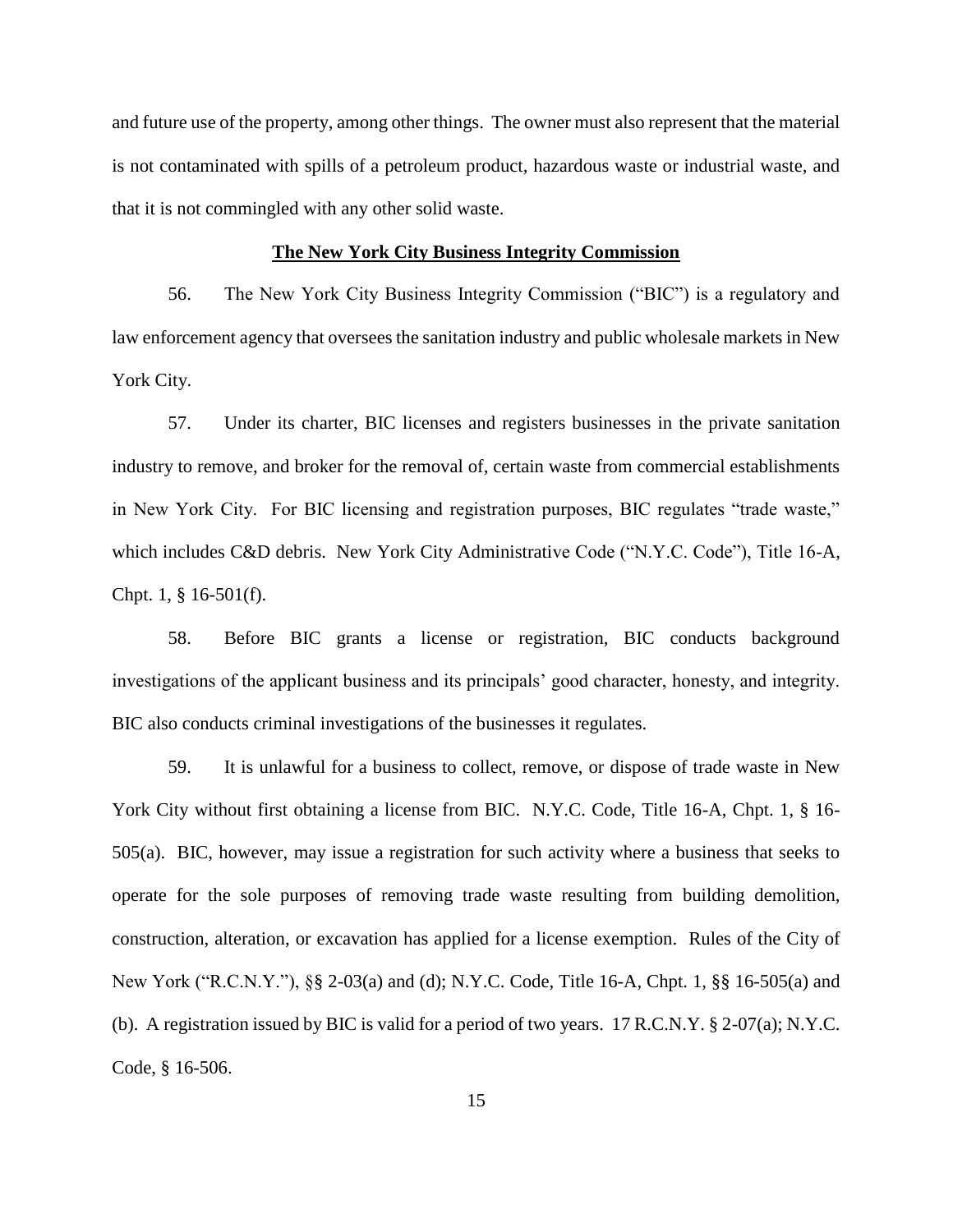and future use of the property, among other things. The owner must also represent that the material is not contaminated with spills of a petroleum product, hazardous waste or industrial waste, and that it is not commingled with any other solid waste.

**The New York City Business Integrity Commission**

56. The New York City Business Integrity Commission ("BIC") is a regulatory and law enforcement agency that oversees the sanitation industry and public wholesale markets in New York City.

57. Under its charter, BIC licenses and registers businesses in the private sanitation industry to remove, and broker for the removal of, certain waste from commercial establishments in New York City. For BIC licensing and registration purposes, BIC regulates "trade waste," which includes C&D debris. New York City Administrative Code ("N.Y.C. Code"), Title 16-A, Chpt. 1, § 16-501(f).

58. Before BIC grants a license or registration, BIC conducts background investigations of the applicant business and its principals' good character, honesty, and integrity. BIC also conducts criminal investigations of the businesses it regulates.

59. It is unlawful for a business to collect, remove, or dispose of trade waste in New York City without first obtaining a license from BIC. N.Y.C. Code, Title 16-A, Chpt. 1, § 16-505(a). BIC, however, may issue a registration for such activity where a business that seeks to operate for the sole purposes of removing trade waste resulting from building demolition, construction, alteration, or excavation has applied for a license exemption. Rules of the City of New York ("R.C.N.Y."), §§ 2-03(a) and (d); N.Y.C. Code, Title 16-A, Chpt. 1, §§ 16-505(a) and (b). A registration issued by BIC is valid for a period of two years. 17 R.C.N.Y. § 2-07(a); N.Y.C. Code, § 16-506.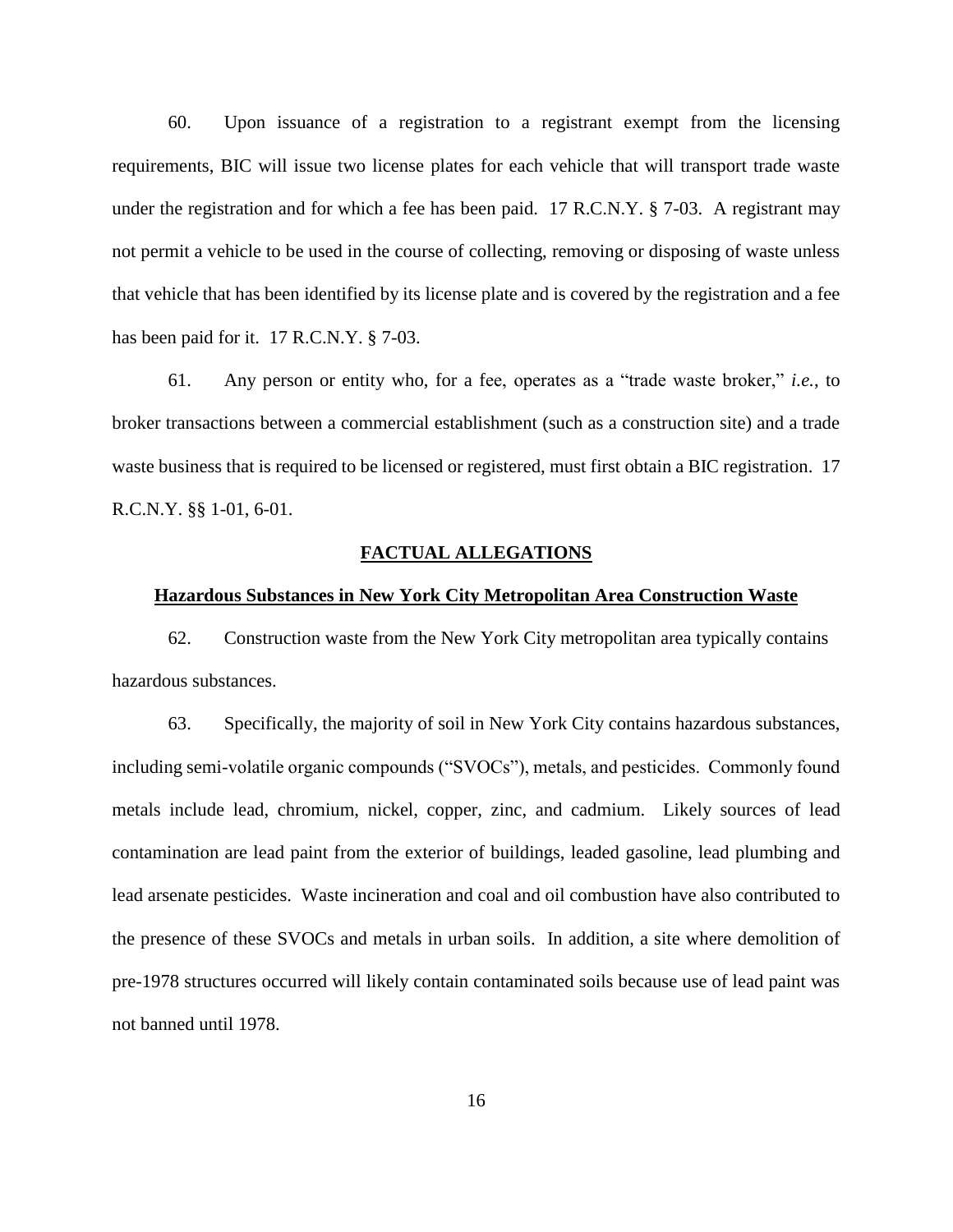60. Upon issuance of a registration to a registrant exempt from the licensing requirements, BIC will issue two license plates for each vehicle that will transport trade waste under the registration and for which a fee has been paid. 17 R.C.N.Y. § 7-03. A registrant may not permit a vehicle to be used in the course of collecting, removing or disposing of waste unless that vehicle that has been identified by its license plate and is covered by the registration and a fee has been paid for it. 17 R.C.N.Y. § 7-03.

61. Any person or entity who, for a fee, operates as a "trade waste broker," *i.e.*, to broker transactions between a commercial establishment (such as a construction site) and a trade waste business that is required to be licensed or registered, must first obtain a BIC registration. 17 R.C.N.Y. §§ 1-01, 6-01.

## FACTUAL ALLEGATIONS

### Hazardous Substances in New York City Metropolitan Area Construction Waste

62. Construction waste from the New York City metropolitan area typically contains hazardous substances.

63. Specifically, the majority of soil in New York City contains hazardous substances, including semi-volatile organic compounds ("SVOCs"), metals, and pesticides. Commonly found metals include lead, chromium, nickel, copper, zinc, and cadmium. Likely sources of lead contamination are lead paint from the exterior of buildings, leaded gasoline, lead plumbing and lead arsenate pesticides. Waste incineration and coal and oil combustion have also contributed to the presence of these SVOCs and metals in urban soils. In addition, a site where demolition of pre-1978 structures occurred will likely contain contaminated soils because use of lead paint was not banned until 1978.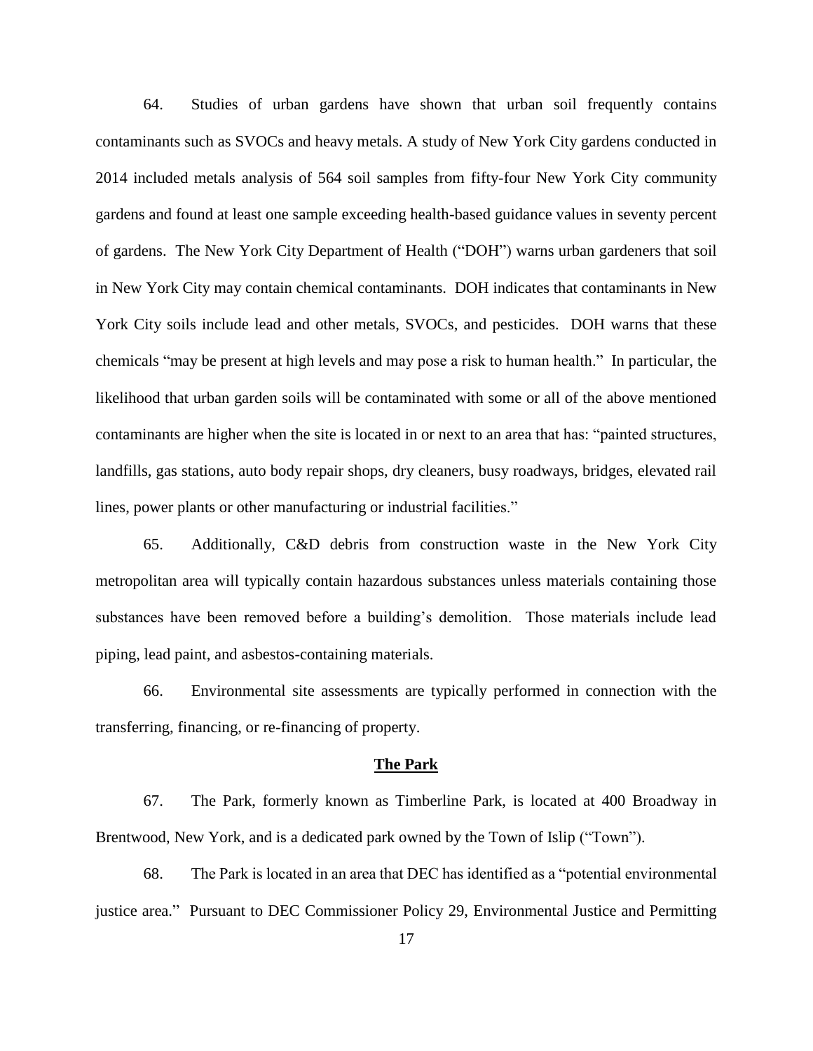64. Studies of urban gardens have shown that urban soil frequently contains contaminants such as SVOCs and heavy metals. A study of New York City gardens conducted in 2014 included metals analysis of 564 soil samples from fifty-four New York City community gardens and found at least one sample exceeding health-based guidance values in seventy percent of gardens. The New York City Department of Health ("DOH") warns urban gardeners that soil in New York City may contain chemical contaminants. DOH indicates that contaminants in New York City soils include lead and other metals, SVOCs, and pesticides. DOH warns that these chemicals "may be present at high levels and may pose a risk to human health." In particular, the likelihood that urban garden soils will be contaminated with some or all of the above mentioned contaminants are higher when the site is located in or next to an area that has: "painted structures, landfills, gas stations, auto body repair shops, dry cleaners, busy roadways, bridges, elevated rail lines, power plants or other manufacturing or industrial facilities."

65. Additionally, C&D debris from construction waste in the New York City metropolitan area will typically contain hazardous substances unless materials containing those substances have been removed before a building's demolition. Those materials include lead piping, lead paint, and asbestos-containing materials.

66. Environmental site assessments are typically performed in connection with the transferring, financing, or re-financing of property.

## The Park

67. The Park, formerly known as Timberline Park, is located at 400 Broadway in Brentwood, New York, and is a dedicated park owned by the Town of Islip ("Town").

68. The Park is located in an area that DEC has identified as a "potential environmental justice area." Pursuant to DEC Commissioner Policy 29, Environmental Justice and Permitting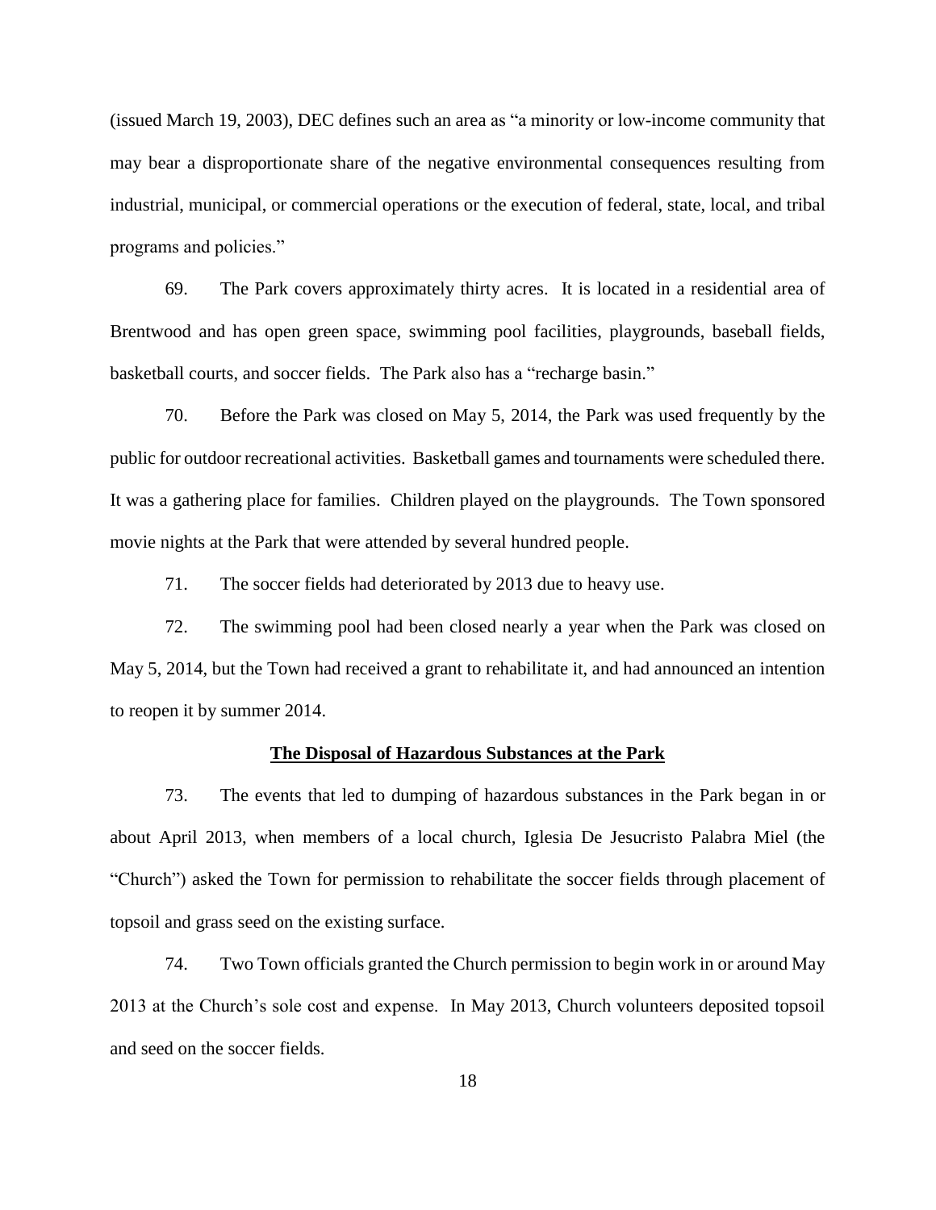(issued March 19, 2003), DEC defines such an area as "a minority or low-income community that may bear a disproportionate share of the negative environmental consequences resulting from industrial, municipal, or commercial operations or the execution of federal, state, local, and tribal programs and policies."

69. The Park covers approximately thirty acres. It is located in a residential area of Brentwood and has open green space, swimming pool facilities, playgrounds, baseball fields, basketball courts, and soccer fields. The Park also has a "recharge basin."

70. Before the Park was closed on May 5, 2014, the Park was used frequently by the public for outdoor recreational activities. Basketball games and tournaments were scheduled there. It was a gathering place for families. Children played on the playgrounds. The Town sponsored movie nights at the Park that were attended by several hundred people.

71. The soccer fields had deteriorated by 2013 due to heavy use.

72. The swimming pool had been closed nearly a year when the Park was closed on May 5, 2014, but the Town had received a grant to rehabilitate it, and had announced an intention to reopen it by summer 2014.

**The Disposal of Hazardous Substances at the Park**

73. The events that led to dumping of hazardous substances in the Park began in or about April 2013, when members of a local church, Iglesia De Jesucristo Palabra Miel (the "Church") asked the Town for permission to rehabilitate the soccer fields through placement of topsoil and grass seed on the existing surface.

74. Two Town officials granted the Church permission to begin work in or around May 2013 at the Church's sole cost and expense. In May 2013, Church volunteers deposited topsoil and seed on the soccer fields.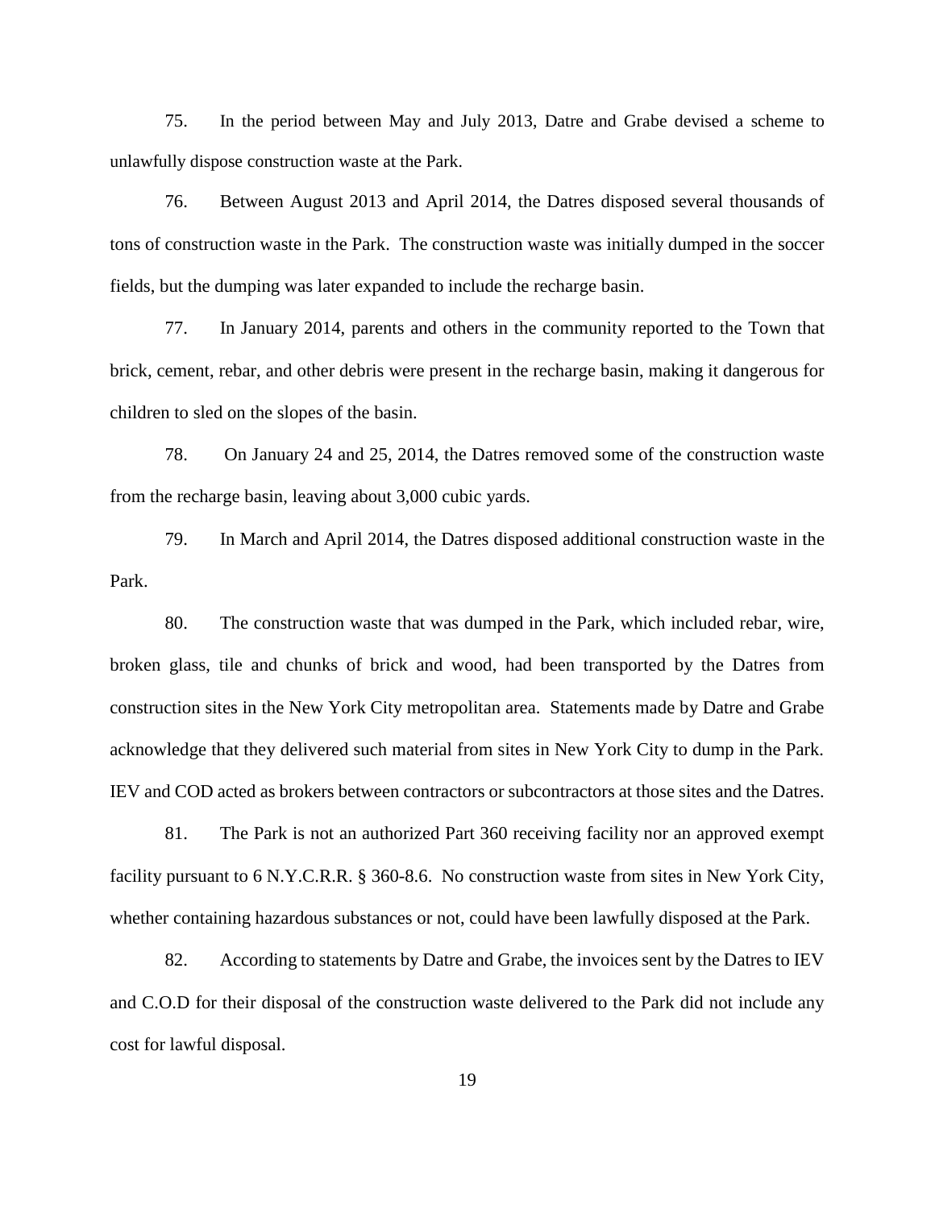75. In the period between May and July 2013, Datre and Grabe devised a scheme to unlawfully dispose construction waste at the Park.

76. Between August 2013 and April 2014, the Datres disposed several thousands of tons of construction waste in the Park. The construction waste was initially dumped in the soccer fields, but the dumping was later expanded to include the recharge basin.

77. In January 2014, parents and others in the community reported to the Town that brick, cement, rebar, and other debris were present in the recharge basin, making it dangerous for children to sled on the slopes of the basin.

78. On January 24 and 25, 2014, the Datres removed some of the construction waste from the recharge basin, leaving about 3,000 cubic yards.

79. In March and April 2014, the Datres disposed additional construction waste in the Park.

80. The construction waste that was dumped in the Park, which included rebar, wire, broken glass, tile and chunks of brick and wood, had been transported by the Datres from construction sites in the New York City metropolitan area. Statements made by Datre and Grabe acknowledge that they delivered such material from sites in New York City to dump in the Park. IEV and COD acted as brokers between contractors or subcontractors at those sites and the Datres.

81. The Park is not an authorized Part 360 receiving facility nor an approved exempt facility pursuant to 6 N.Y.C.R.R. § 360-8.6. No construction waste from sites in New York City, whether containing hazardous substances or not, could have been lawfully disposed at the Park.

82. According to statements by Datre and Grabe, the invoices sent by the Datres to IEV and C.O.D for their disposal of the construction waste delivered to the Park did not include any cost for lawful disposal.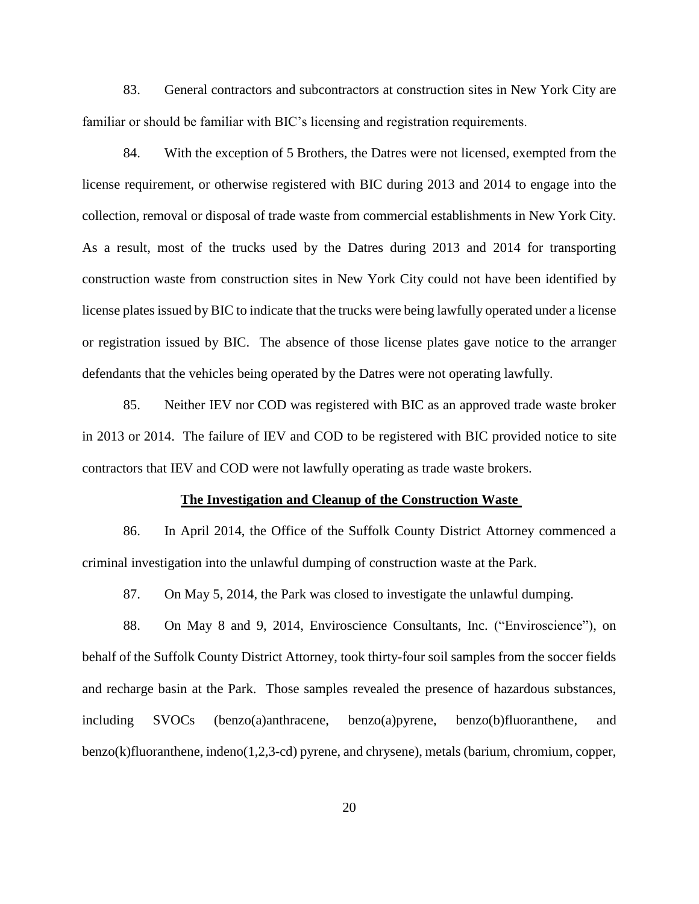83. General contractors and subcontractors at construction sites in New York City are familiar or should be familiar with BIC's licensing and registration requirements.

84. With the exception of 5 Brothers, the Datres were not licensed, exempted from the license requirement, or otherwise registered with BIC during 2013 and 2014 to engage into the collection, removal or disposal of trade waste from commercial establishments in New York City. As a result, most of the trucks used by the Datres during 2013 and 2014 for transporting construction waste from construction sites in New York City could not have been identified by license plates issued by BIC to indicate that the trucks were being lawfully operated under a license or registration issued by BIC. The absence of those license plates gave notice to the arranger defendants that the vehicles being operated by the Datres were not operating lawfully.

85. Neither IEV nor COD was registered with BIC as an approved trade waste broker in 2013 or 2014. The failure of IEV and COD to be registered with BIC provided notice to site contractors that IEV and COD were not lawfully operating as trade waste brokers.

**The Investigation and Cleanup of the Construction Waste**

86. In April 2014, the Office of the Suffolk County District Attorney commenced a criminal investigation into the unlawful dumping of construction waste at the Park.

87. On May 5, 2014, the Park was closed to investigate the unlawful dumping.

88. On May 8 and 9, 2014, Enviroscience Consultants, Inc. ("Enviroscience"), on behalf of the Suffolk County District Attorney, took thirty-four soil samples from the soccer fields and recharge basin at the Park. Those samples revealed the presence of hazardous substances, including SVOCs (benzo(a)anthracene, benzo(a)pyrene, benzo(b)fluoranthene, and benzo(k)fluoranthene, indeno(1,2,3-cd) pyrene, and chrysene), metals (barium, chromium, copper,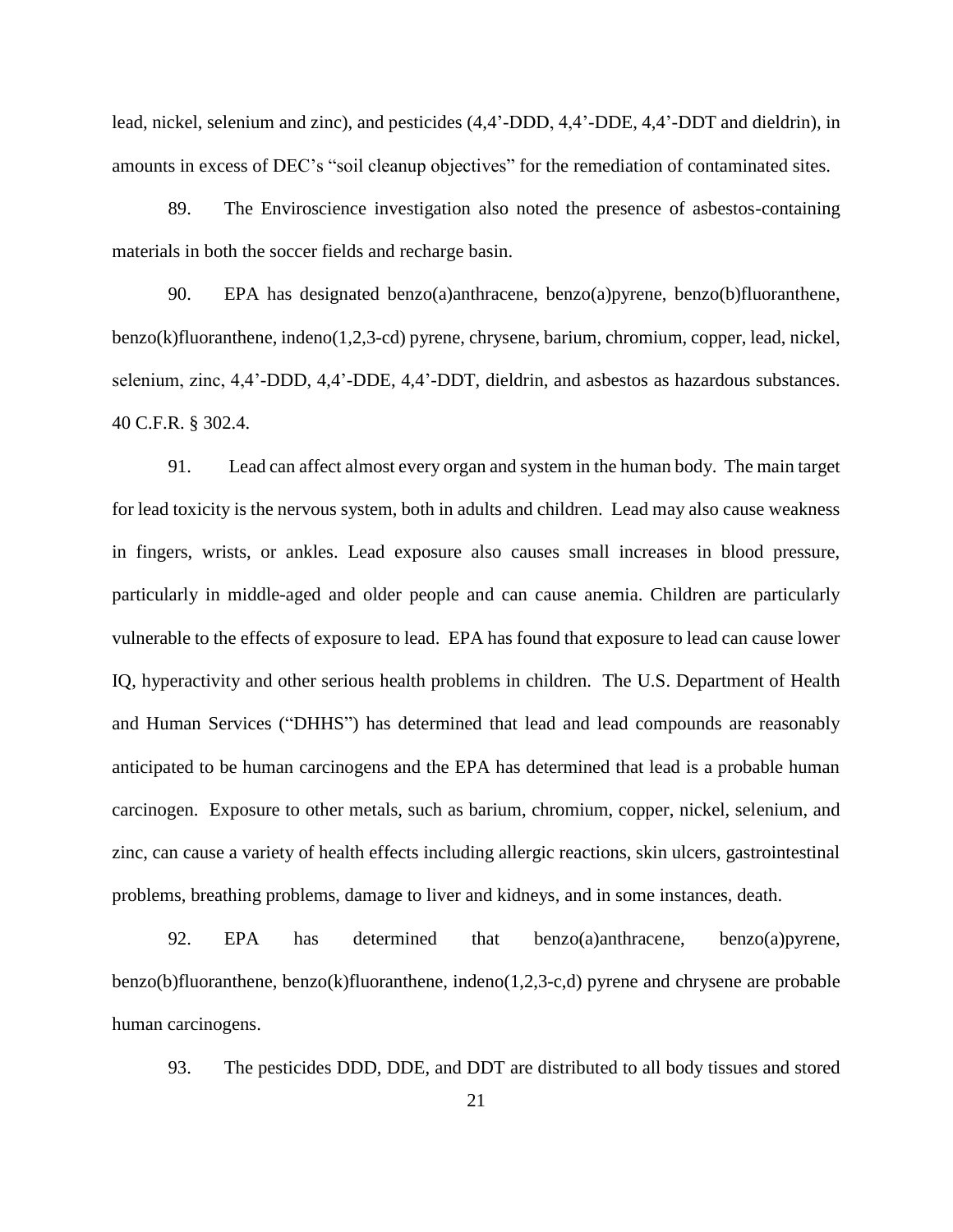lead, nickel, selenium and zinc), and pesticides (4,4'-DDD, 4,4'-DDE, 4,4'-DDT and dieldrin), in amounts in excess of DEC's "soil cleanup objectives" for the remediation of contaminated sites.

89. The Enviroscience investigation also noted the presence of asbestos-containing materials in both the soccer fields and recharge basin.

90. EPA has designated benzo(a)anthracene, benzo(a)pyrene, benzo(b)fluoranthene, benzo(k)fluoranthene, indeno(1,2,3-cd) pyrene, chrysene, barium, chromium, copper, lead, nickel, selenium, zinc, 4,4'-DDD, 4,4'-DDE, 4,4'-DDT, dieldrin, and asbestos as hazardous substances. 40 C.F.R. § 302.4.

91. Lead can affect almost every organ and system in the human body. The main target for lead toxicity is the nervous system, both in adults and children. Lead may also cause weakness in fingers, wrists, or ankles. Lead exposure also causes small increases in blood pressure, particularly in middle-aged and older people and can cause anemia. Children are particularly vulnerable to the effects of exposure to lead. EPA has found that exposure to lead can cause lower IQ, hyperactivity and other serious health problems in children. The U.S. Department of Health and Human Services ("DHHS") has determined that lead and lead compounds are reasonably anticipated to be human carcinogens and the EPA has determined that lead is a probable human carcinogen. Exposure to other metals, such as barium, chromium, copper, nickel, selenium, and zinc, can cause a variety of health effects including allergic reactions, skin ulcers, gastrointestinal problems, breathing problems, damage to liver and kidneys, and in some instances, death.

92. EPA has determined that benzo(a)anthracene, benzo(a)pyrene, benzo(b)fluoranthene, benzo(k)fluoranthene, indeno(1,2,3-c,d) pyrene and chrysene are probable human carcinogens.

93. The pesticides DDD, DDE, and DDT are distributed to all body tissues and stored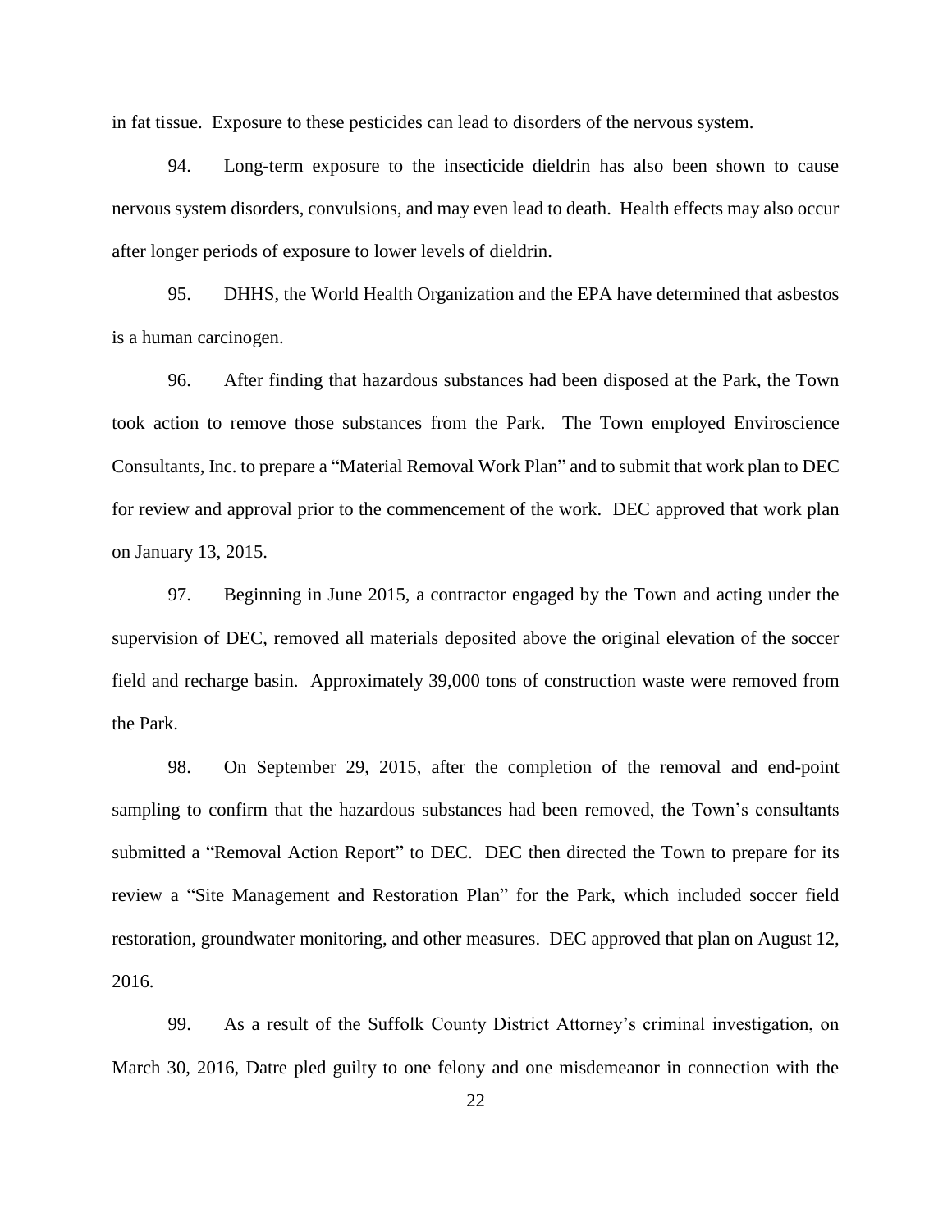in fat tissue. Exposure to these pesticides can lead to disorders of the nervous system.

94. Long-term exposure to the insecticide dieldrin has also been shown to cause nervous system disorders, convulsions, and may even lead to death. Health effects may also occur after longer periods of exposure to lower levels of dieldrin.

95. DHHS, the World Health Organization and the EPA have determined that asbestos is a human carcinogen.

96. After finding that hazardous substances had been disposed at the Park, the Town took action to remove those substances from the Park. The Town employed Enviroscience Consultants, Inc. to prepare a "Material Removal Work Plan" and to submit that work plan to DEC for review and approval prior to the commencement of the work. DEC approved that work plan on January 13, 2015.

97. Beginning in June 2015, a contractor engaged by the Town and acting under the supervision of DEC, removed all materials deposited above the original elevation of the soccer field and recharge basin. Approximately 39,000 tons of construction waste were removed from the Park.

98. On September 29, 2015, after the completion of the removal and end-point sampling to confirm that the hazardous substances had been removed, the Town's consultants submitted a "Removal Action Report" to DEC. DEC then directed the Town to prepare for its review a "Site Management and Restoration Plan" for the Park, which included soccer field restoration, groundwater monitoring, and other measures. DEC approved that plan on August 12, 2016.

99. As a result of the Suffolk County District Attorney's criminal investigation, on March 30, 2016, Datre pled guilty to one felony and one misdemeanor in connection with the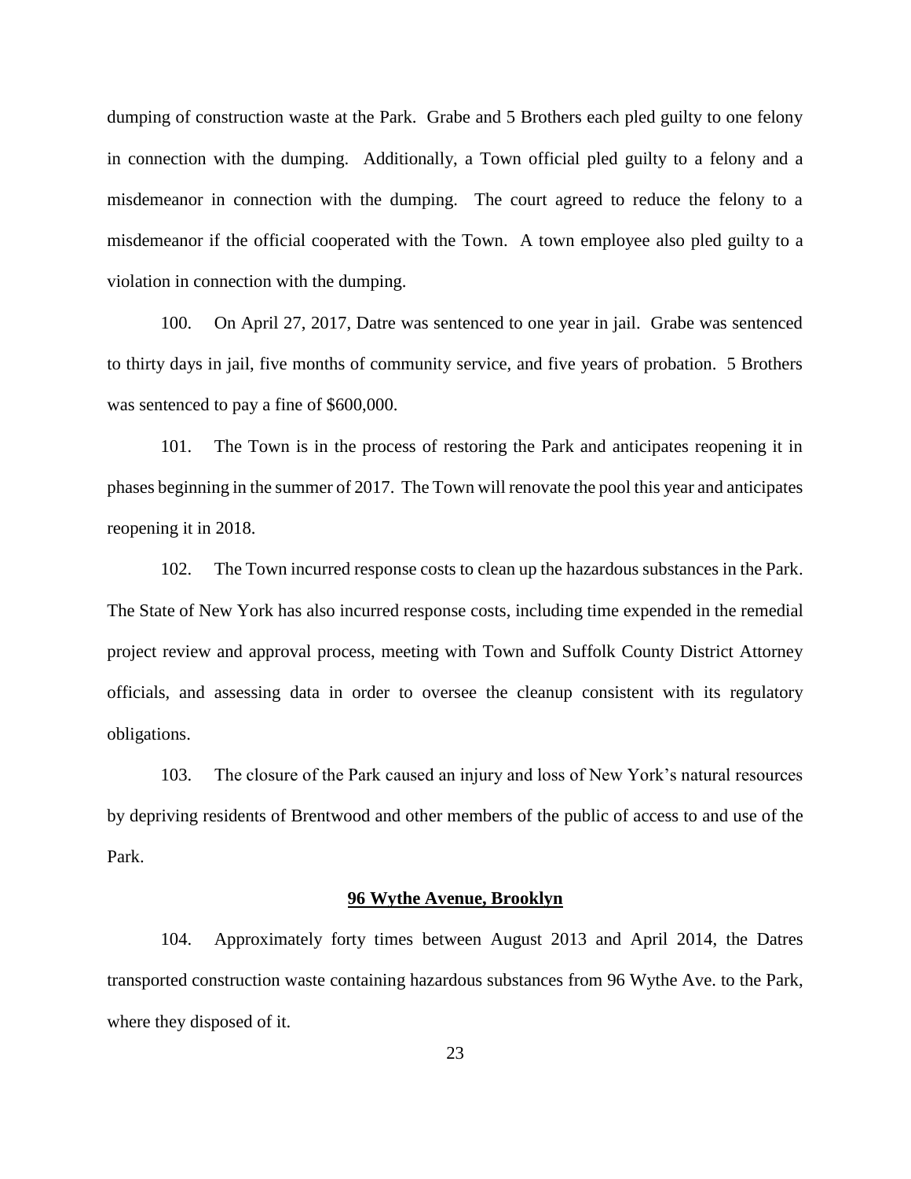dumping of construction waste at the Park. Grabe and 5 Brothers each pled guilty to one felony in connection with the dumping. Additionally, a Town official pled guilty to a felony and a misdemeanor in connection with the dumping. The court agreed to reduce the felony to a misdemeanor if the official cooperated with the Town. A town employee also pled guilty to a violation in connection with the dumping.

100. On April 27, 2017, Datre was sentenced to one year in jail. Grabe was sentenced to thirty days in jail, five months of community service, and five years of probation. 5 Brothers was sentenced to pay a fine of $600,000.

101. The Town is in the process of restoring the Park and anticipates reopening it in phases beginning in the summer of 2017. The Town will renovate the pool this year and anticipates reopening it in 2018.

102. The Town incurred response costs to clean up the hazardous substances in the Park. The State of New York has also incurred response costs, including time expended in the remedial project review and approval process, meeting with Town and Suffolk County District Attorney officials, and assessing data in order to oversee the cleanup consistent with its regulatory obligations.

103. The closure of the Park caused an injury and loss of New York's natural resources by depriving residents of Brentwood and other members of the public of access to and use of the Park.

**96 Wythe Avenue, Brooklyn**

104. Approximately forty times between August 2013 and April 2014, the Datres transported construction waste containing hazardous substances from 96 Wythe Ave. to the Park, where they disposed of it.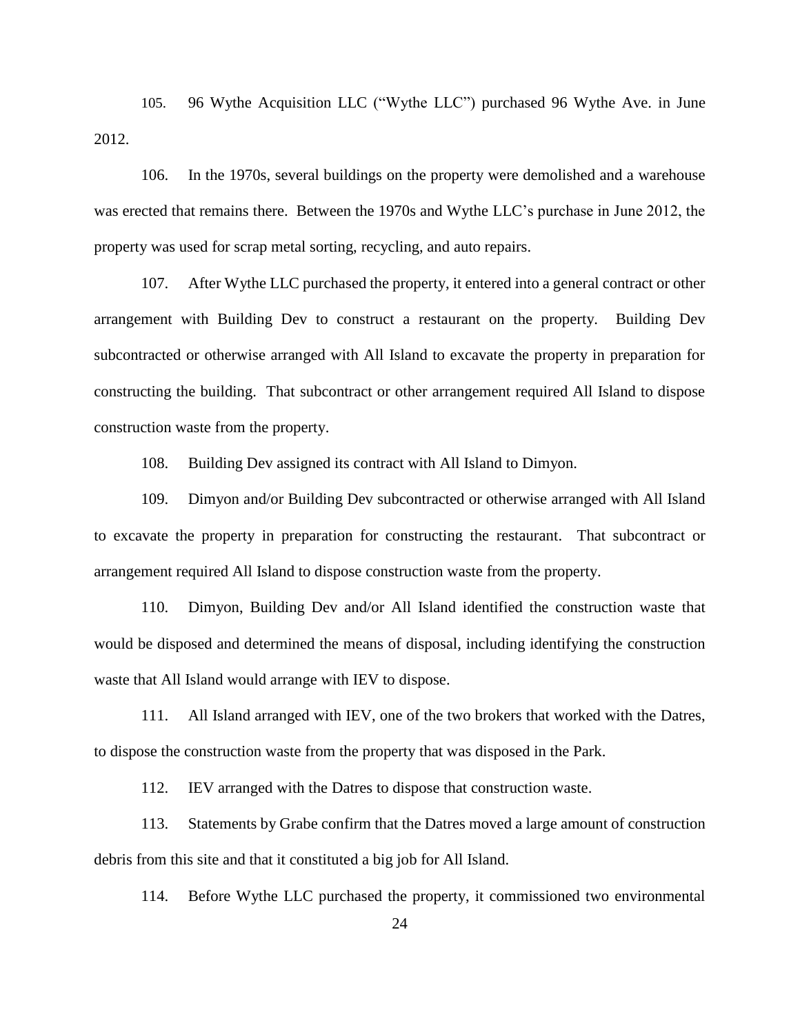105. 96 Wythe Acquisition LLC ("Wythe LLC") purchased 96 Wythe Ave. in June 2012.

106. In the 1970s, several buildings on the property were demolished and a warehouse was erected that remains there. Between the 1970s and Wythe LLC's purchase in June 2012, the property was used for scrap metal sorting, recycling, and auto repairs.

107. After Wythe LLC purchased the property, it entered into a general contract or other arrangement with Building Dev to construct a restaurant on the property. Building Dev subcontracted or otherwise arranged with All Island to excavate the property in preparation for constructing the building. That subcontract or other arrangement required All Island to dispose construction waste from the property.

108. Building Dev assigned its contract with All Island to Dimyon.

109. Dimyon and/or Building Dev subcontracted or otherwise arranged with All Island to excavate the property in preparation for constructing the restaurant. That subcontract or arrangement required All Island to dispose construction waste from the property.

110. Dimyon, Building Dev and/or All Island identified the construction waste that would be disposed and determined the means of disposal, including identifying the construction waste that All Island would arrange with IEV to dispose.

111. All Island arranged with IEV, one of the two brokers that worked with the Datres, to dispose the construction waste from the property that was disposed in the Park.

112. IEV arranged with the Datres to dispose that construction waste.

113. Statements by Grabe confirm that the Datres moved a large amount of construction debris from this site and that it constituted a big job for All Island.

114. Before Wythe LLC purchased the property, it commissioned two environmental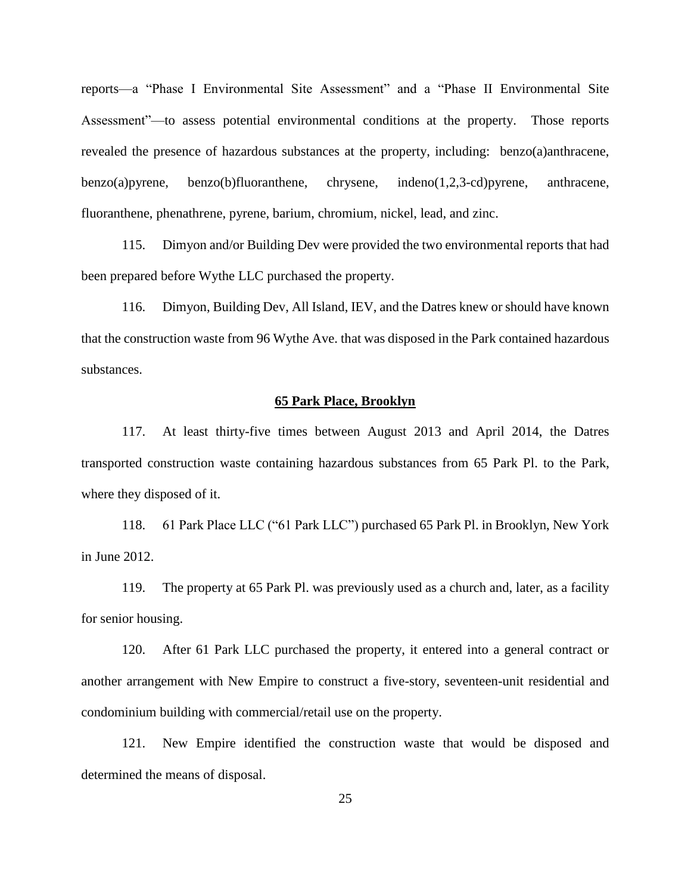reports—a "Phase I Environmental Site Assessment" and a "Phase II Environmental Site Assessment"—to assess potential environmental conditions at the property. Those reports revealed the presence of hazardous substances at the property, including: benzo(a)anthracene, benzo(a)pyrene, benzo(b)fluoranthene, chrysene, indeno(1,2,3-cd)pyrene, anthracene, fluoranthene, phenathrene, pyrene, barium, chromium, nickel, lead, and zinc.

115. Dimyon and/or Building Dev were provided the two environmental reports that had been prepared before Wythe LLC purchased the property.

116. Dimyon, Building Dev, All Island, IEV, and the Datres knew or should have known that the construction waste from 96 Wythe Ave. that was disposed in the Park contained hazardous substances.

**65 Park Place, Brooklyn**

117. At least thirty-five times between August 2013 and April 2014, the Datres transported construction waste containing hazardous substances from 65 Park Pl. to the Park, where they disposed of it.

118. 61 Park Place LLC ("61 Park LLC") purchased 65 Park Pl. in Brooklyn, New York in June 2012.

119. The property at 65 Park Pl. was previously used as a church and, later, as a facility for senior housing.

120. After 61 Park LLC purchased the property, it entered into a general contract or another arrangement with New Empire to construct a five-story, seventeen-unit residential and condominium building with commercial/retail use on the property.

121. New Empire identified the construction waste that would be disposed and determined the means of disposal.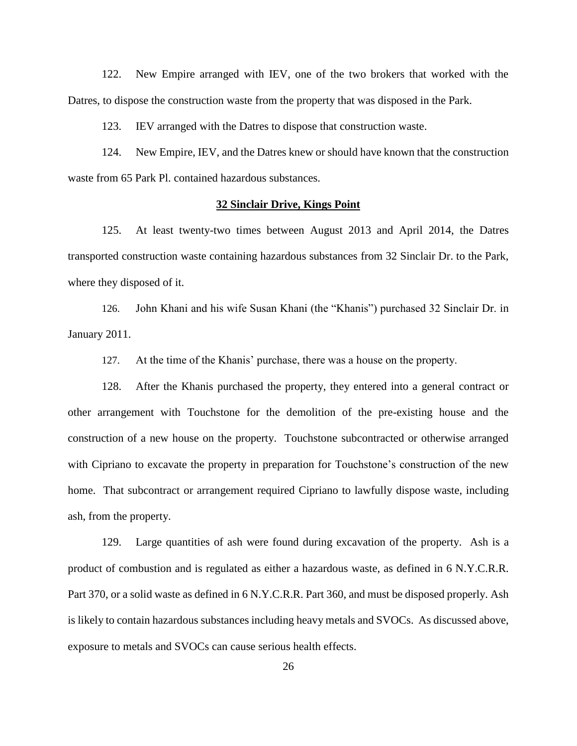122. New Empire arranged with IEV, one of the two brokers that worked with the Datres, to dispose the construction waste from the property that was disposed in the Park.

123. IEV arranged with the Datres to dispose that construction waste.

124. New Empire, IEV, and the Datres knew or should have known that the construction waste from 65 Park Pl. contained hazardous substances.

**32 Sinclair Drive, Kings Point**

125. At least twenty-two times between August 2013 and April 2014, the Datres transported construction waste containing hazardous substances from 32 Sinclair Dr. to the Park, where they disposed of it.

126. John Khani and his wife Susan Khani (the "Khanis") purchased 32 Sinclair Dr. in January 2011.

127. At the time of the Khanis' purchase, there was a house on the property.

128. After the Khanis purchased the property, they entered into a general contract or other arrangement with Touchstone for the demolition of the pre-existing house and the construction of a new house on the property. Touchstone subcontracted or otherwise arranged with Cipriano to excavate the property in preparation for Touchstone's construction of the new home. That subcontract or arrangement required Cipriano to lawfully dispose waste, including ash, from the property.

129. Large quantities of ash were found during excavation of the property. Ash is a product of combustion and is regulated as either a hazardous waste, as defined in 6 N.Y.C.R.R. Part 370, or a solid waste as defined in 6 N.Y.C.R.R. Part 360, and must be disposed properly. Ash is likely to contain hazardous substances including heavy metals and SVOCs. As discussed above, exposure to metals and SVOCs can cause serious health effects.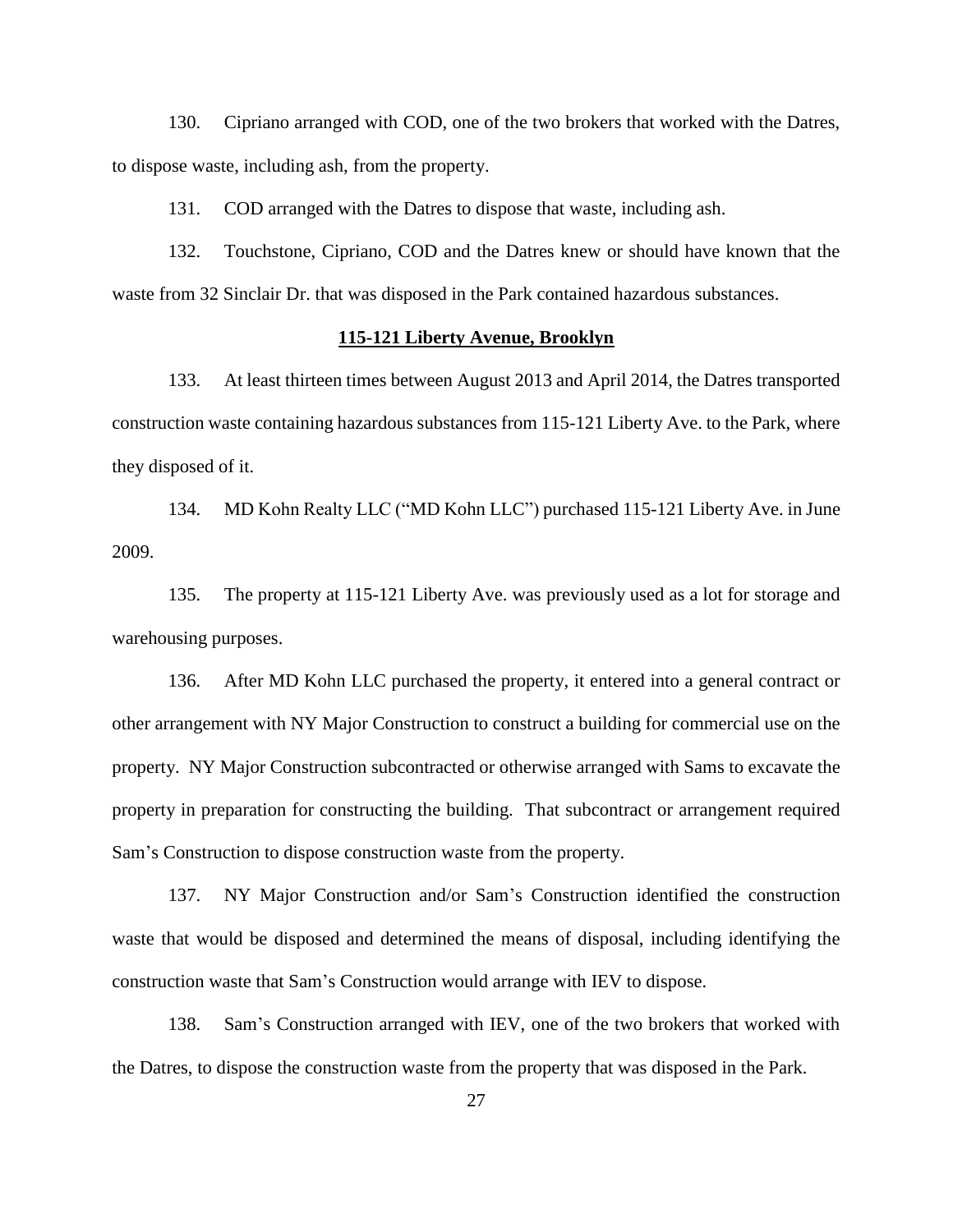130. Cipriano arranged with COD, one of the two brokers that worked with the Datres, to dispose waste, including ash, from the property.

131. COD arranged with the Datres to dispose that waste, including ash.

132. Touchstone, Cipriano, COD and the Datres knew or should have known that the waste from 32 Sinclair Dr. that was disposed in the Park contained hazardous substances.

**115-121 Liberty Avenue, Brooklyn**

133. At least thirteen times between August 2013 and April 2014, the Datres transported construction waste containing hazardous substances from 115-121 Liberty Ave. to the Park, where they disposed of it.

134. MD Kohn Realty LLC ("MD Kohn LLC") purchased 115-121 Liberty Ave. in June 2009.

135. The property at 115-121 Liberty Ave. was previously used as a lot for storage and warehousing purposes.

136. After MD Kohn LLC purchased the property, it entered into a general contract or other arrangement with NY Major Construction to construct a building for commercial use on the property. NY Major Construction subcontracted or otherwise arranged with Sams to excavate the property in preparation for constructing the building. That subcontract or arrangement required Sam's Construction to dispose construction waste from the property.

137. NY Major Construction and/or Sam's Construction identified the construction waste that would be disposed and determined the means of disposal, including identifying the construction waste that Sam's Construction would arrange with IEV to dispose.

138. Sam's Construction arranged with IEV, one of the two brokers that worked with the Datres, to dispose the construction waste from the property that was disposed in the Park.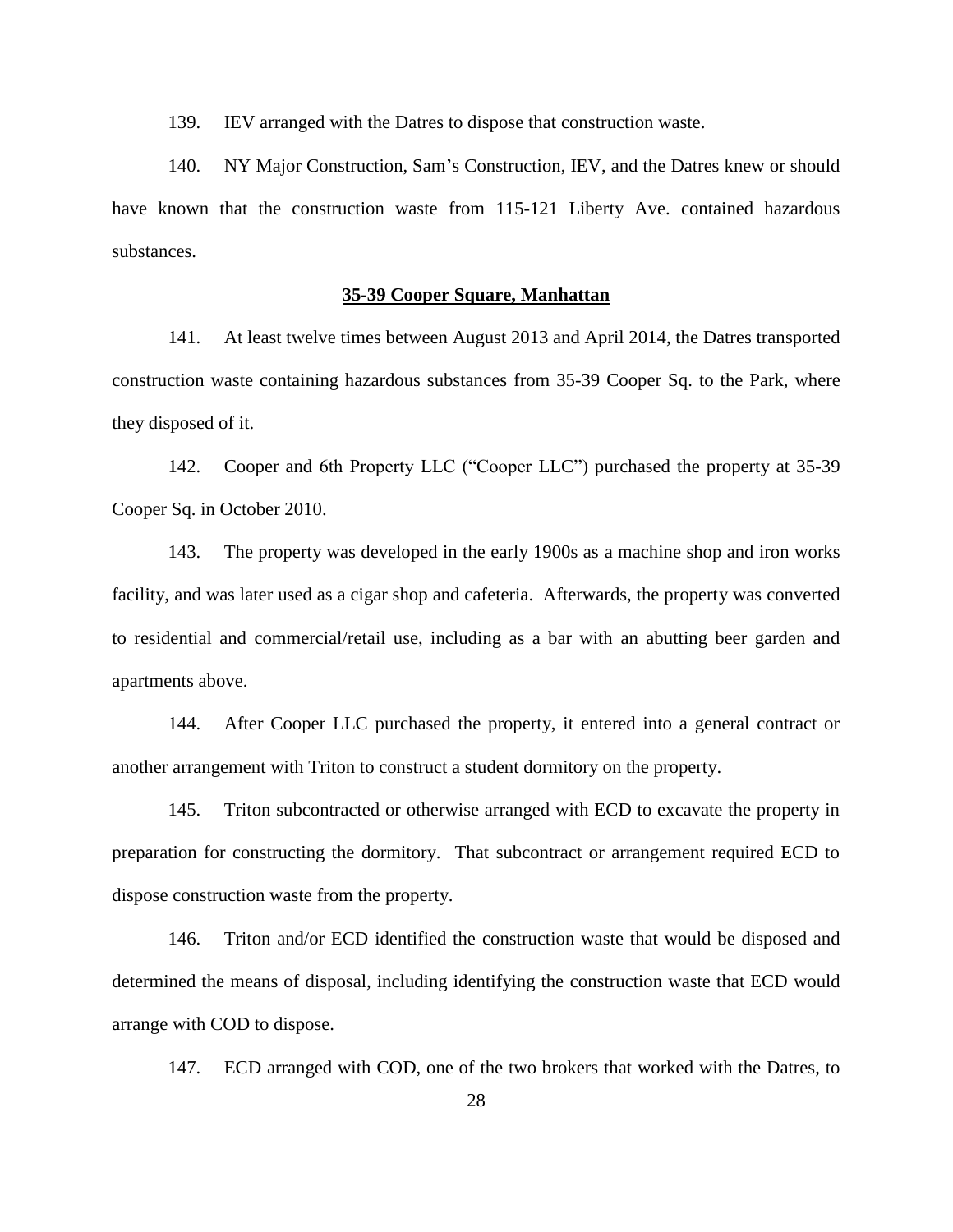139. IEV arranged with the Datres to dispose that construction waste.

140. NY Major Construction, Sam's Construction, IEV, and the Datres knew or should have known that the construction waste from 115-121 Liberty Ave. contained hazardous substances.

**35-39 Cooper Square, Manhattan**

141. At least twelve times between August 2013 and April 2014, the Datres transported construction waste containing hazardous substances from 35-39 Cooper Sq. to the Park, where they disposed of it.

142. Cooper and 6th Property LLC ("Cooper LLC") purchased the property at 35-39 Cooper Sq. in October 2010.

143. The property was developed in the early 1900s as a machine shop and iron works facility, and was later used as a cigar shop and cafeteria. Afterwards, the property was converted to residential and commercial/retail use, including as a bar with an abutting beer garden and apartments above.

144. After Cooper LLC purchased the property, it entered into a general contract or another arrangement with Triton to construct a student dormitory on the property.

145. Triton subcontracted or otherwise arranged with ECD to excavate the property in preparation for constructing the dormitory. That subcontract or arrangement required ECD to dispose construction waste from the property.

146. Triton and/or ECD identified the construction waste that would be disposed and determined the means of disposal, including identifying the construction waste that ECD would arrange with COD to dispose.

147. ECD arranged with COD, one of the two brokers that worked with the Datres, to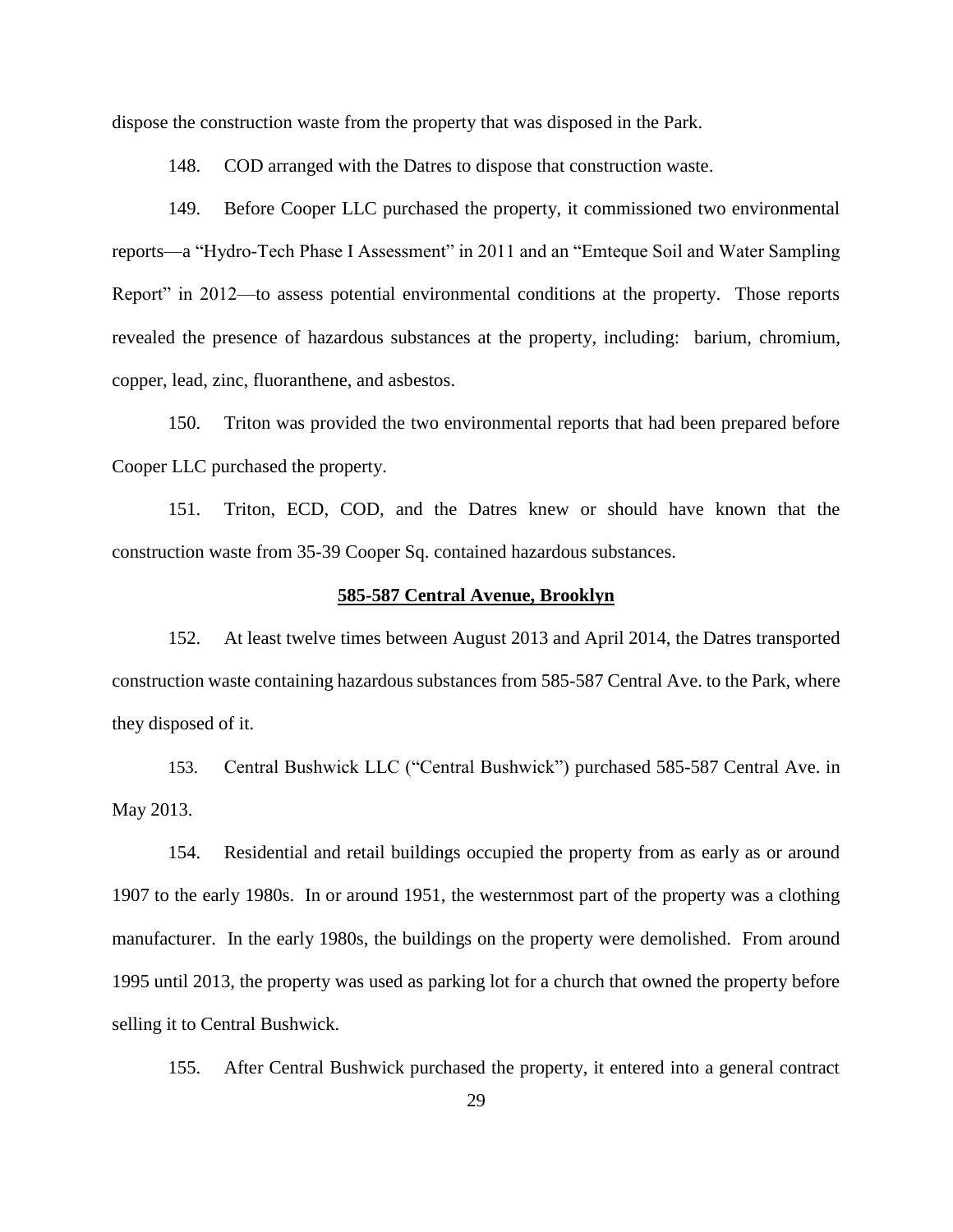dispose the construction waste from the property that was disposed in the Park.

148. COD arranged with the Datres to dispose that construction waste.

149. Before Cooper LLC purchased the property, it commissioned two environmental reports—a "Hydro-Tech Phase I Assessment" in 2011 and an "Emteque Soil and Water Sampling Report" in 2012—to assess potential environmental conditions at the property. Those reports revealed the presence of hazardous substances at the property, including: barium, chromium, copper, lead, zinc, fluoranthene, and asbestos.

150. Triton was provided the two environmental reports that had been prepared before Cooper LLC purchased the property.

151. Triton, ECD, COD, and the Datres knew or should have known that the construction waste from 35-39 Cooper Sq. contained hazardous substances.

**585-587 Central Avenue, Brooklyn**

152. At least twelve times between August 2013 and April 2014, the Datres transported construction waste containing hazardous substances from 585-587 Central Ave. to the Park, where they disposed of it.

153. Central Bushwick LLC ("Central Bushwick") purchased 585-587 Central Ave. in May 2013.

154. Residential and retail buildings occupied the property from as early as or around 1907 to the early 1980s. In or around 1951, the westernmost part of the property was a clothing manufacturer. In the early 1980s, the buildings on the property were demolished. From around 1995 until 2013, the property was used as parking lot for a church that owned the property before selling it to Central Bushwick.

155. After Central Bushwick purchased the property, it entered into a general contract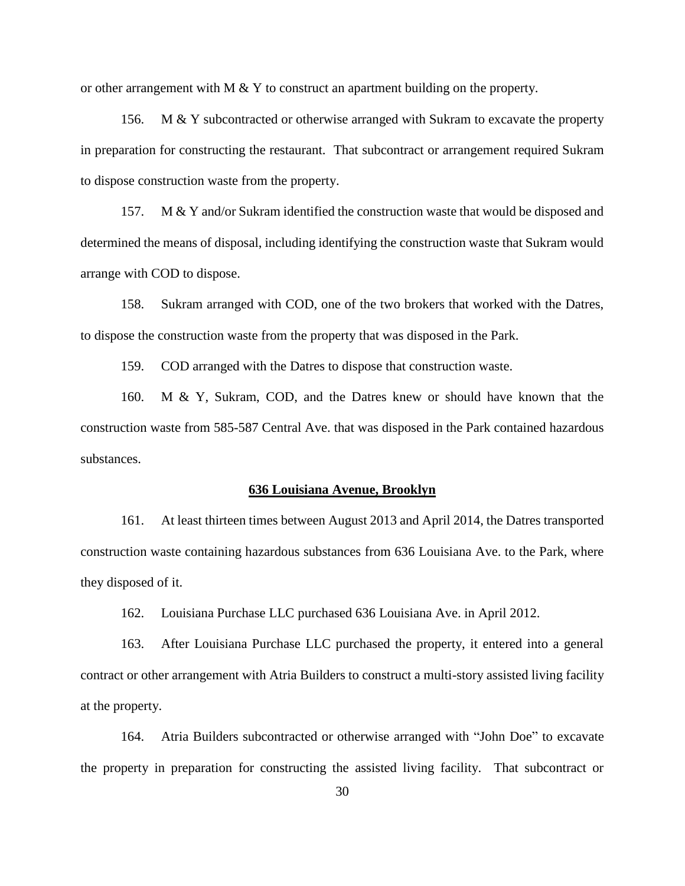or other arrangement with M & Y to construct an apartment building on the property.

156. M & Y subcontracted or otherwise arranged with Sukram to excavate the property in preparation for constructing the restaurant. That subcontract or arrangement required Sukram to dispose construction waste from the property.

157. M & Y and/or Sukram identified the construction waste that would be disposed and determined the means of disposal, including identifying the construction waste that Sukram would arrange with COD to dispose.

158. Sukram arranged with COD, one of the two brokers that worked with the Datres, to dispose the construction waste from the property that was disposed in the Park.

159. COD arranged with the Datres to dispose that construction waste.

160. M & Y, Sukram, COD, and the Datres knew or should have known that the construction waste from 585-587 Central Ave. that was disposed in the Park contained hazardous substances.

**636 Louisiana Avenue, Brooklyn**

161. At least thirteen times between August 2013 and April 2014, the Datres transported construction waste containing hazardous substances from 636 Louisiana Ave. to the Park, where they disposed of it.

162. Louisiana Purchase LLC purchased 636 Louisiana Ave. in April 2012.

163. After Louisiana Purchase LLC purchased the property, it entered into a general contract or other arrangement with Atria Builders to construct a multi-story assisted living facility at the property.

164. Atria Builders subcontracted or otherwise arranged with "John Doe" to excavate the property in preparation for constructing the assisted living facility. That subcontract or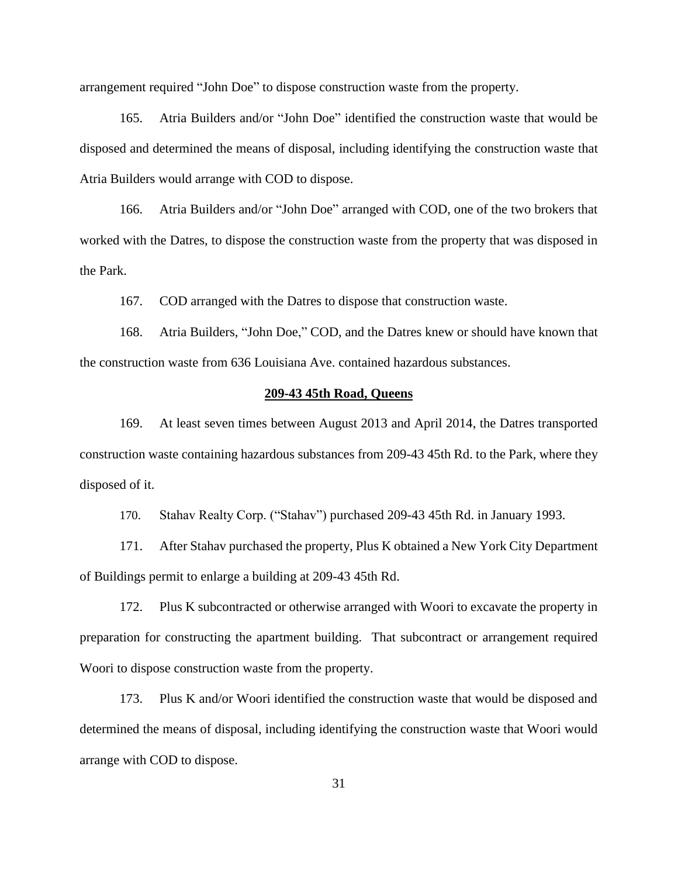arrangement required "John Doe" to dispose construction waste from the property.

165. Atria Builders and/or "John Doe" identified the construction waste that would be disposed and determined the means of disposal, including identifying the construction waste that Atria Builders would arrange with COD to dispose.

166. Atria Builders and/or "John Doe" arranged with COD, one of the two brokers that worked with the Datres, to dispose the construction waste from the property that was disposed in the Park.

167. COD arranged with the Datres to dispose that construction waste.

168. Atria Builders, "John Doe," COD, and the Datres knew or should have known that the construction waste from 636 Louisiana Ave. contained hazardous substances.

**209-43 45th Road, Queens**

169. At least seven times between August 2013 and April 2014, the Datres transported construction waste containing hazardous substances from 209-43 45th Rd. to the Park, where they disposed of it.

170. Stahav Realty Corp. ("Stahav") purchased 209-43 45th Rd. in January 1993.

171. After Stahav purchased the property, Plus K obtained a New York City Department of Buildings permit to enlarge a building at 209-43 45th Rd.

172. Plus K subcontracted or otherwise arranged with Woori to excavate the property in preparation for constructing the apartment building. That subcontract or arrangement required Woori to dispose construction waste from the property.

173. Plus K and/or Woori identified the construction waste that would be disposed and determined the means of disposal, including identifying the construction waste that Woori would arrange with COD to dispose.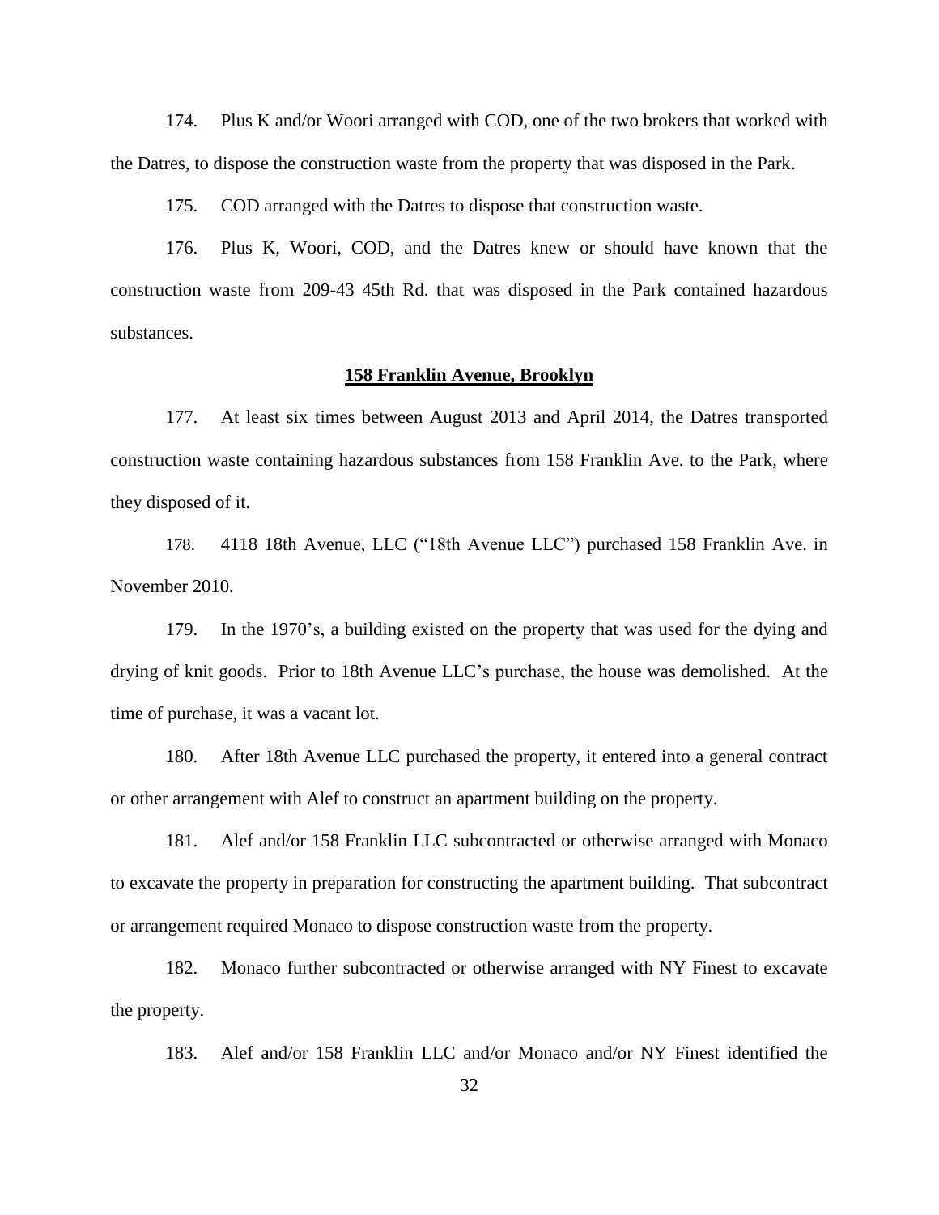174. Plus K and/or Woori arranged with COD, one of the two brokers that worked with the Datres, to dispose the construction waste from the property that was disposed in the Park.

175. COD arranged with the Datres to dispose that construction waste.

176. Plus K, Woori, COD, and the Datres knew or should have known that the construction waste from 209-43 45th Rd. that was disposed in the Park contained hazardous substances.

**158 Franklin Avenue, Brooklyn**

177. At least six times between August 2013 and April 2014, the Datres transported construction waste containing hazardous substances from 158 Franklin Ave. to the Park, where they disposed of it.

178. 4118 18th Avenue, LLC ("18th Avenue LLC") purchased 158 Franklin Ave. in November 2010.

179. In the 1970's, a building existed on the property that was used for the dying and drying of knit goods. Prior to 18th Avenue LLC's purchase, the house was demolished. At the time of purchase, it was a vacant lot.

180. After 18th Avenue LLC purchased the property, it entered into a general contract or other arrangement with Alef to construct an apartment building on the property.

181. Alef and/or 158 Franklin LLC subcontracted or otherwise arranged with Monaco to excavate the property in preparation for constructing the apartment building. That subcontract or arrangement required Monaco to dispose construction waste from the property.

182. Monaco further subcontracted or otherwise arranged with NY Finest to excavate the property.

183. Alef and/or 158 Franklin LLC and/or Monaco and/or NY Finest identified the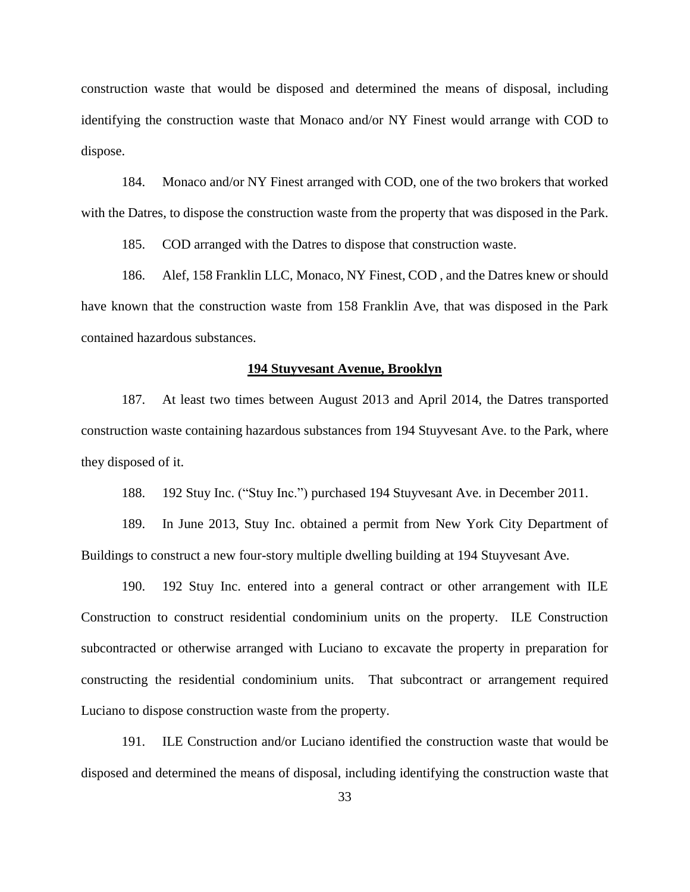construction waste that would be disposed and determined the means of disposal, including identifying the construction waste that Monaco and/or NY Finest would arrange with COD to dispose.

184. Monaco and/or NY Finest arranged with COD, one of the two brokers that worked with the Datres, to dispose the construction waste from the property that was disposed in the Park.

185. COD arranged with the Datres to dispose that construction waste.

186. Alef, 158 Franklin LLC, Monaco, NY Finest, COD , and the Datres knew or should have known that the construction waste from 158 Franklin Ave, that was disposed in the Park contained hazardous substances.

**194 Stuyvesant Avenue, Brooklyn**

187. At least two times between August 2013 and April 2014, the Datres transported construction waste containing hazardous substances from 194 Stuyvesant Ave. to the Park, where they disposed of it.

188. 192 Stuy Inc. ("Stuy Inc.") purchased 194 Stuyvesant Ave. in December 2011.

189. In June 2013, Stuy Inc. obtained a permit from New York City Department of Buildings to construct a new four-story multiple dwelling building at 194 Stuyvesant Ave.

190. 192 Stuy Inc. entered into a general contract or other arrangement with ILE Construction to construct residential condominium units on the property. ILE Construction subcontracted or otherwise arranged with Luciano to excavate the property in preparation for constructing the residential condominium units. That subcontract or arrangement required Luciano to dispose construction waste from the property.

191. ILE Construction and/or Luciano identified the construction waste that would be disposed and determined the means of disposal, including identifying the construction waste that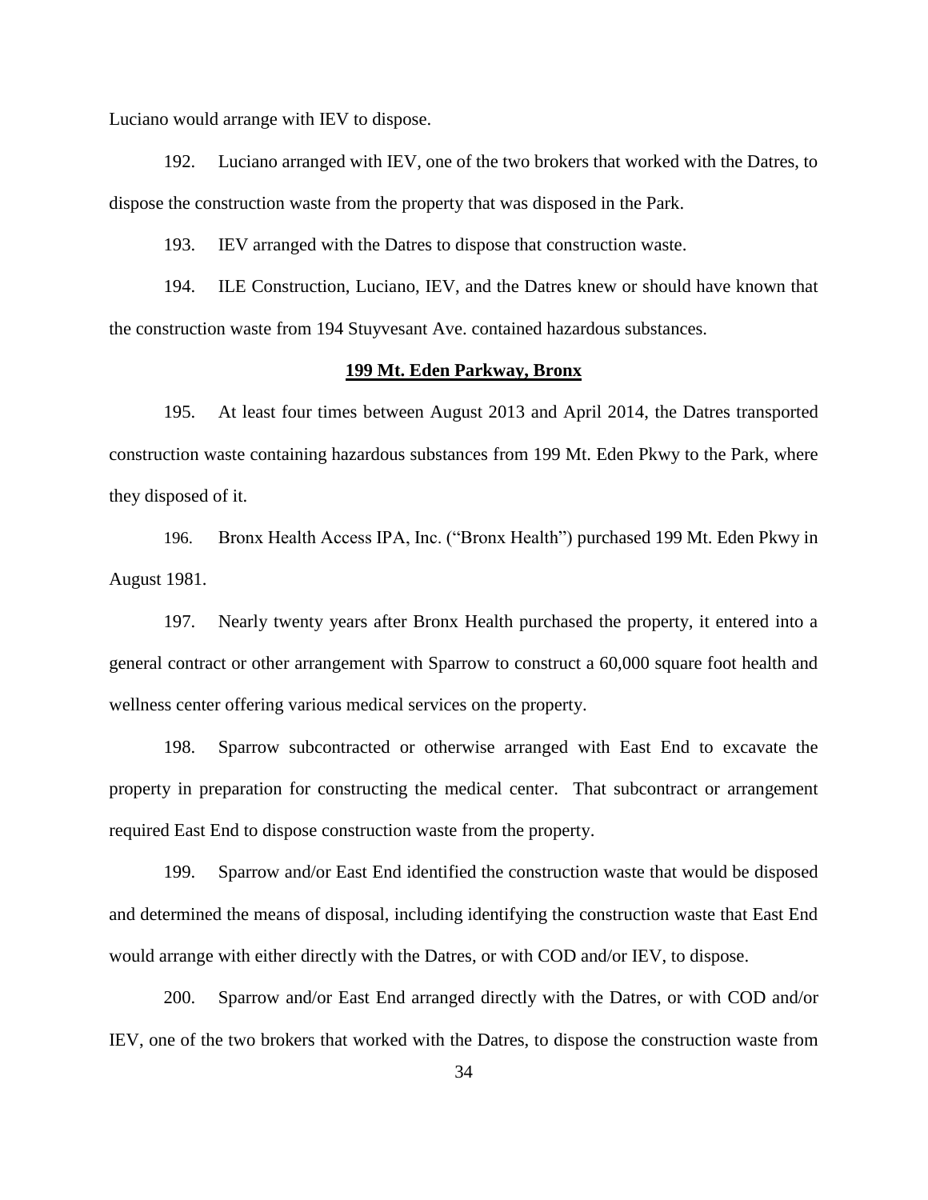Luciano would arrange with IEV to dispose.

192. Luciano arranged with IEV, one of the two brokers that worked with the Datres, to dispose the construction waste from the property that was disposed in the Park.

193. IEV arranged with the Datres to dispose that construction waste.

194. ILE Construction, Luciano, IEV, and the Datres knew or should have known that the construction waste from 194 Stuyvesant Ave. contained hazardous substances.

**199 Mt. Eden Parkway, Bronx**

195. At least four times between August 2013 and April 2014, the Datres transported construction waste containing hazardous substances from 199 Mt. Eden Pkwy to the Park, where they disposed of it.

196. Bronx Health Access IPA, Inc. ("Bronx Health") purchased 199 Mt. Eden Pkwy in August 1981.

197. Nearly twenty years after Bronx Health purchased the property, it entered into a general contract or other arrangement with Sparrow to construct a 60,000 square foot health and wellness center offering various medical services on the property.

198. Sparrow subcontracted or otherwise arranged with East End to excavate the property in preparation for constructing the medical center. That subcontract or arrangement required East End to dispose construction waste from the property.

199. Sparrow and/or East End identified the construction waste that would be disposed and determined the means of disposal, including identifying the construction waste that East End would arrange with either directly with the Datres, or with COD and/or IEV, to dispose.

200. Sparrow and/or East End arranged directly with the Datres, or with COD and/or IEV, one of the two brokers that worked with the Datres, to dispose the construction waste from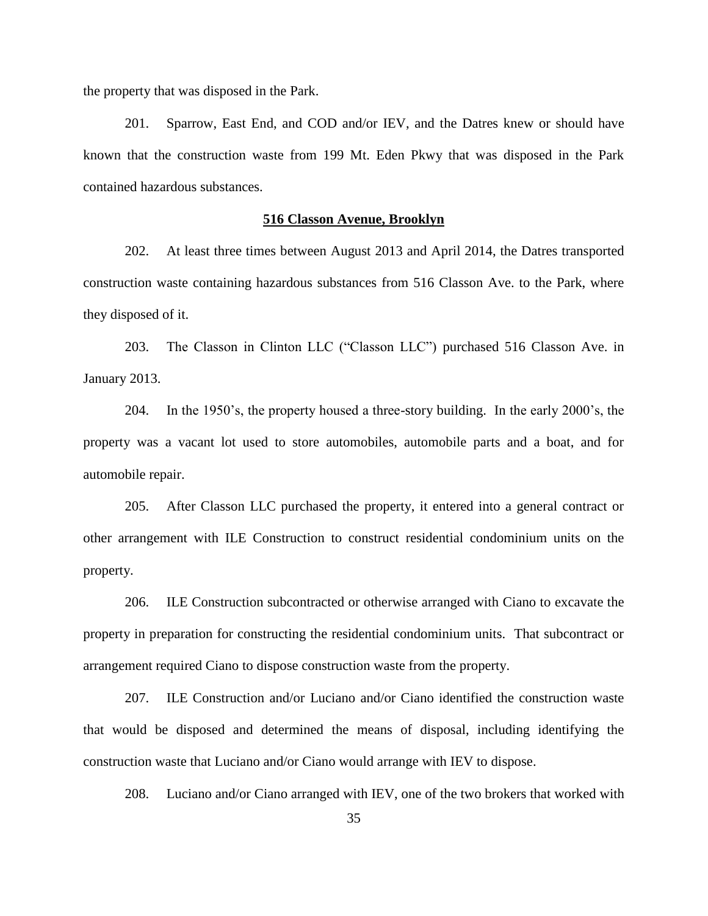the property that was disposed in the Park.

201. Sparrow, East End, and COD and/or IEV, and the Datres knew or should have known that the construction waste from 199 Mt. Eden Pkwy that was disposed in the Park contained hazardous substances.

**516 Classon Avenue, Brooklyn**

202. At least three times between August 2013 and April 2014, the Datres transported construction waste containing hazardous substances from 516 Classon Ave. to the Park, where they disposed of it.

203. The Classon in Clinton LLC ("Classon LLC") purchased 516 Classon Ave. in January 2013.

204. In the 1950's, the property housed a three-story building. In the early 2000's, the property was a vacant lot used to store automobiles, automobile parts and a boat, and for automobile repair.

205. After Classon LLC purchased the property, it entered into a general contract or other arrangement with ILE Construction to construct residential condominium units on the property.

206. ILE Construction subcontracted or otherwise arranged with Ciano to excavate the property in preparation for constructing the residential condominium units. That subcontract or arrangement required Ciano to dispose construction waste from the property.

207. ILE Construction and/or Luciano and/or Ciano identified the construction waste that would be disposed and determined the means of disposal, including identifying the construction waste that Luciano and/or Ciano would arrange with IEV to dispose.

208. Luciano and/or Ciano arranged with IEV, one of the two brokers that worked with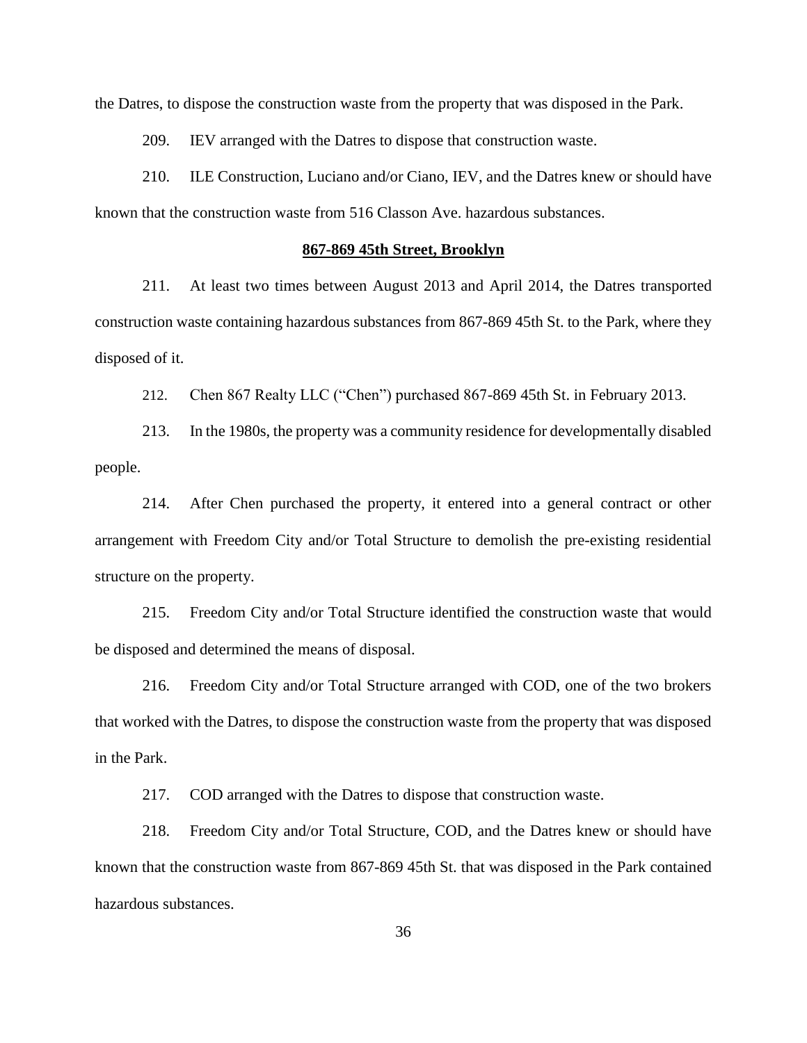the Datres, to dispose the construction waste from the property that was disposed in the Park.

209. IEV arranged with the Datres to dispose that construction waste.

210. ILE Construction, Luciano and/or Ciano, IEV, and the Datres knew or should have known that the construction waste from 516 Classon Ave. hazardous substances.

**867-869 45th Street, Brooklyn**

211. At least two times between August 2013 and April 2014, the Datres transported construction waste containing hazardous substances from 867-869 45th St. to the Park, where they disposed of it.

212. Chen 867 Realty LLC ("Chen") purchased 867-869 45th St. in February 2013.

213. In the 1980s, the property was a community residence for developmentally disabled people.

214. After Chen purchased the property, it entered into a general contract or other arrangement with Freedom City and/or Total Structure to demolish the pre-existing residential structure on the property.

215. Freedom City and/or Total Structure identified the construction waste that would be disposed and determined the means of disposal.

216. Freedom City and/or Total Structure arranged with COD, one of the two brokers that worked with the Datres, to dispose the construction waste from the property that was disposed in the Park.

217. COD arranged with the Datres to dispose that construction waste.

218. Freedom City and/or Total Structure, COD, and the Datres knew or should have known that the construction waste from 867-869 45th St. that was disposed in the Park contained hazardous substances.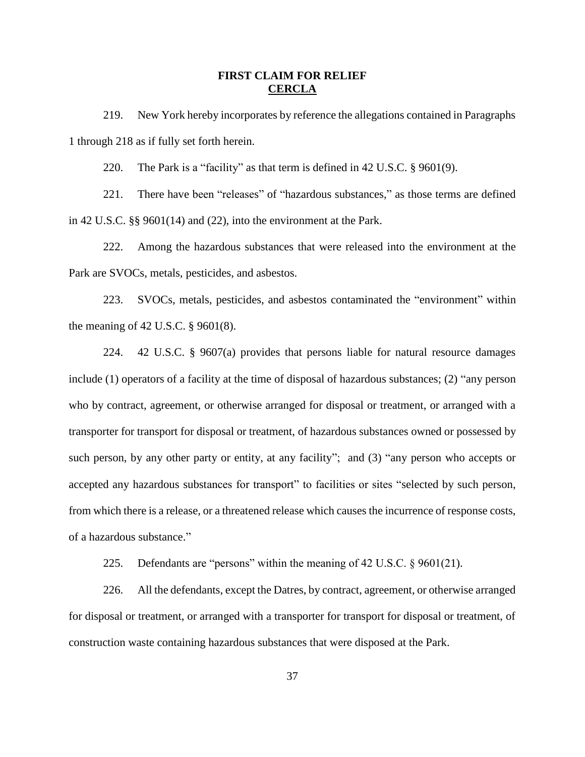# FIRST CLAIM FOR RELIEF
## CERCLA

219. New York hereby incorporates by reference the allegations contained in Paragraphs 1 through 218 as if fully set forth herein.

220. The Park is a "facility" as that term is defined in 42 U.S.C. § 9601(9).

221. There have been "releases" of "hazardous substances," as those terms are defined in 42 U.S.C. §§ 9601(14) and (22), into the environment at the Park.

222. Among the hazardous substances that were released into the environment at the Park are SVOCs, metals, pesticides, and asbestos.

223. SVOCs, metals, pesticides, and asbestos contaminated the "environment" within the meaning of 42 U.S.C. § 9601(8).

224. 42 U.S.C. § 9607(a) provides that persons liable for natural resource damages include (1) operators of a facility at the time of disposal of hazardous substances; (2) "any person who by contract, agreement, or otherwise arranged for disposal or treatment, or arranged with a transporter for transport for disposal or treatment, of hazardous substances owned or possessed by such person, by any other party or entity, at any facility"; and (3) "any person who accepts or accepted any hazardous substances for transport" to facilities or sites "selected by such person, from which there is a release, or a threatened release which causes the incurrence of response costs, of a hazardous substance."

225. Defendants are "persons" within the meaning of 42 U.S.C. § 9601(21).

226. All the defendants, except the Datres, by contract, agreement, or otherwise arranged for disposal or treatment, or arranged with a transporter for transport for disposal or treatment, of construction waste containing hazardous substances that were disposed at the Park.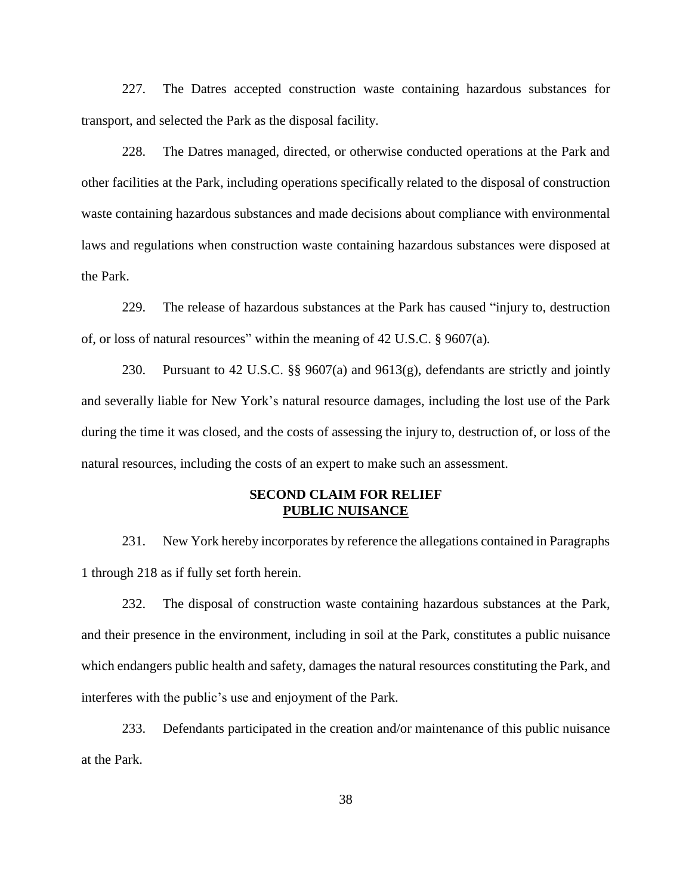227. The Datres accepted construction waste containing hazardous substances for transport, and selected the Park as the disposal facility.

228. The Datres managed, directed, or otherwise conducted operations at the Park and other facilities at the Park, including operations specifically related to the disposal of construction waste containing hazardous substances and made decisions about compliance with environmental laws and regulations when construction waste containing hazardous substances were disposed at the Park.

229. The release of hazardous substances at the Park has caused "injury to, destruction of, or loss of natural resources" within the meaning of 42 U.S.C. § 9607(a).

230. Pursuant to 42 U.S.C. §§ 9607(a) and 9613(g), defendants are strictly and jointly and severally liable for New York's natural resource damages, including the lost use of the Park during the time it was closed, and the costs of assessing the injury to, destruction of, or loss of the natural resources, including the costs of an expert to make such an assessment.

## SECOND CLAIM FOR RELIEF
## PUBLIC NUISANCE

231. New York hereby incorporates by reference the allegations contained in Paragraphs 1 through 218 as if fully set forth herein.

232. The disposal of construction waste containing hazardous substances at the Park, and their presence in the environment, including in soil at the Park, constitutes a public nuisance which endangers public health and safety, damages the natural resources constituting the Park, and interferes with the public's use and enjoyment of the Park.

233. Defendants participated in the creation and/or maintenance of this public nuisance at the Park.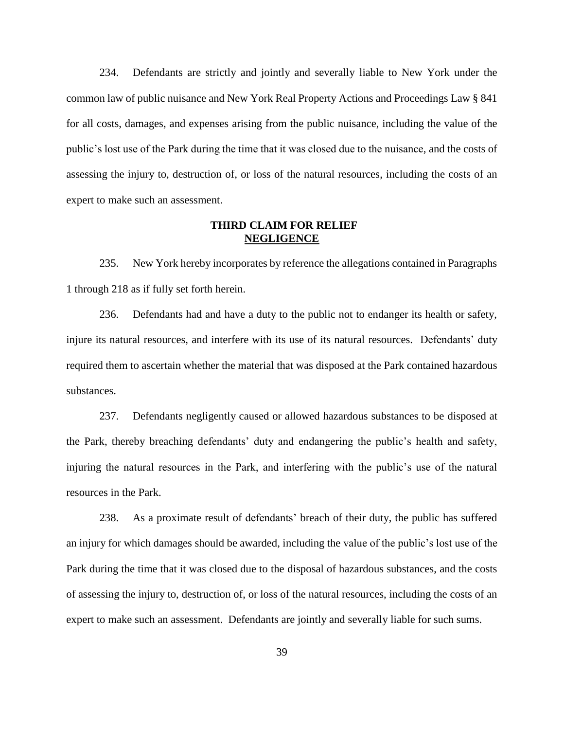234. Defendants are strictly and jointly and severally liable to New York under the common law of public nuisance and New York Real Property Actions and Proceedings Law § 841 for all costs, damages, and expenses arising from the public nuisance, including the value of the public's lost use of the Park during the time that it was closed due to the nuisance, and the costs of assessing the injury to, destruction of, or loss of the natural resources, including the costs of an expert to make such an assessment.

## THIRD CLAIM FOR RELIEF
## NEGLIGENCE

235. New York hereby incorporates by reference the allegations contained in Paragraphs 1 through 218 as if fully set forth herein.

236. Defendants had and have a duty to the public not to endanger its health or safety, injure its natural resources, and interfere with its use of its natural resources. Defendants' duty required them to ascertain whether the material that was disposed at the Park contained hazardous substances.

237. Defendants negligently caused or allowed hazardous substances to be disposed at the Park, thereby breaching defendants' duty and endangering the public's health and safety, injuring the natural resources in the Park, and interfering with the public's use of the natural resources in the Park.

238. As a proximate result of defendants' breach of their duty, the public has suffered an injury for which damages should be awarded, including the value of the public's lost use of the Park during the time that it was closed due to the disposal of hazardous substances, and the costs of assessing the injury to, destruction of, or loss of the natural resources, including the costs of an expert to make such an assessment. Defendants are jointly and severally liable for such sums.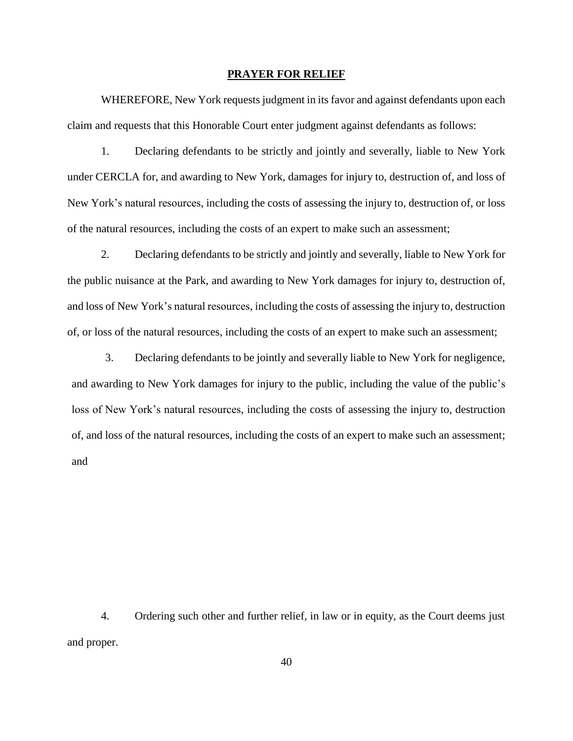## PRAYER FOR RELIEF

WHEREFORE, New York requests judgment in its favor and against defendants upon each claim and requests that this Honorable Court enter judgment against defendants as follows:

1. Declaring defendants to be strictly and jointly and severally, liable to New York under CERCLA for, and awarding to New York, damages for injury to, destruction of, and loss of New York's natural resources, including the costs of assessing the injury to, destruction of, or loss of the natural resources, including the costs of an expert to make such an assessment;

2. Declaring defendants to be strictly and jointly and severally, liable to New York for the public nuisance at the Park, and awarding to New York damages for injury to, destruction of, and loss of New York's natural resources, including the costs of assessing the injury to, destruction of, or loss of the natural resources, including the costs of an expert to make such an assessment;

3. Declaring defendants to be jointly and severally liable to New York for negligence, and awarding to New York damages for injury to the public, including the value of the public's loss of New York's natural resources, including the costs of assessing the injury to, destruction of, and loss of the natural resources, including the costs of an expert to make such an assessment; and

4. Ordering such other and further relief, in law or in equity, as the Court deems just and proper.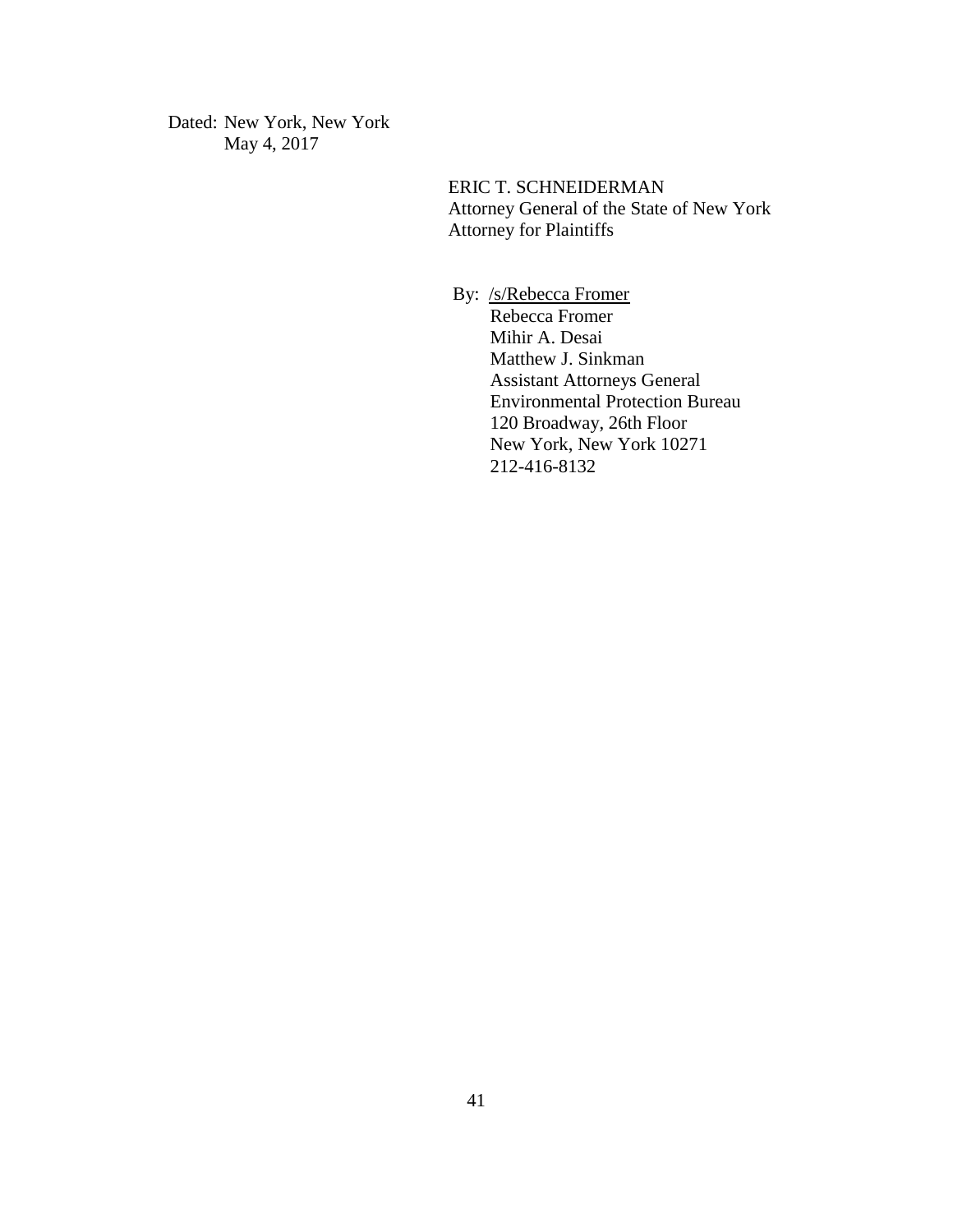Dated: New York, New York
May 4, 2017

ERIC T. SCHNEIDERMAN
Attorney General of the State of New York
Attorney for Plaintiffs

By: /s/Rebecca Fromer
Rebecca Fromer
Mihir A. Desai
Matthew J. Sinkman
Assistant Attorneys General
Environmental Protection Bureau
120 Broadway, 26th Floor
New York, New York 10271
212-416-8132